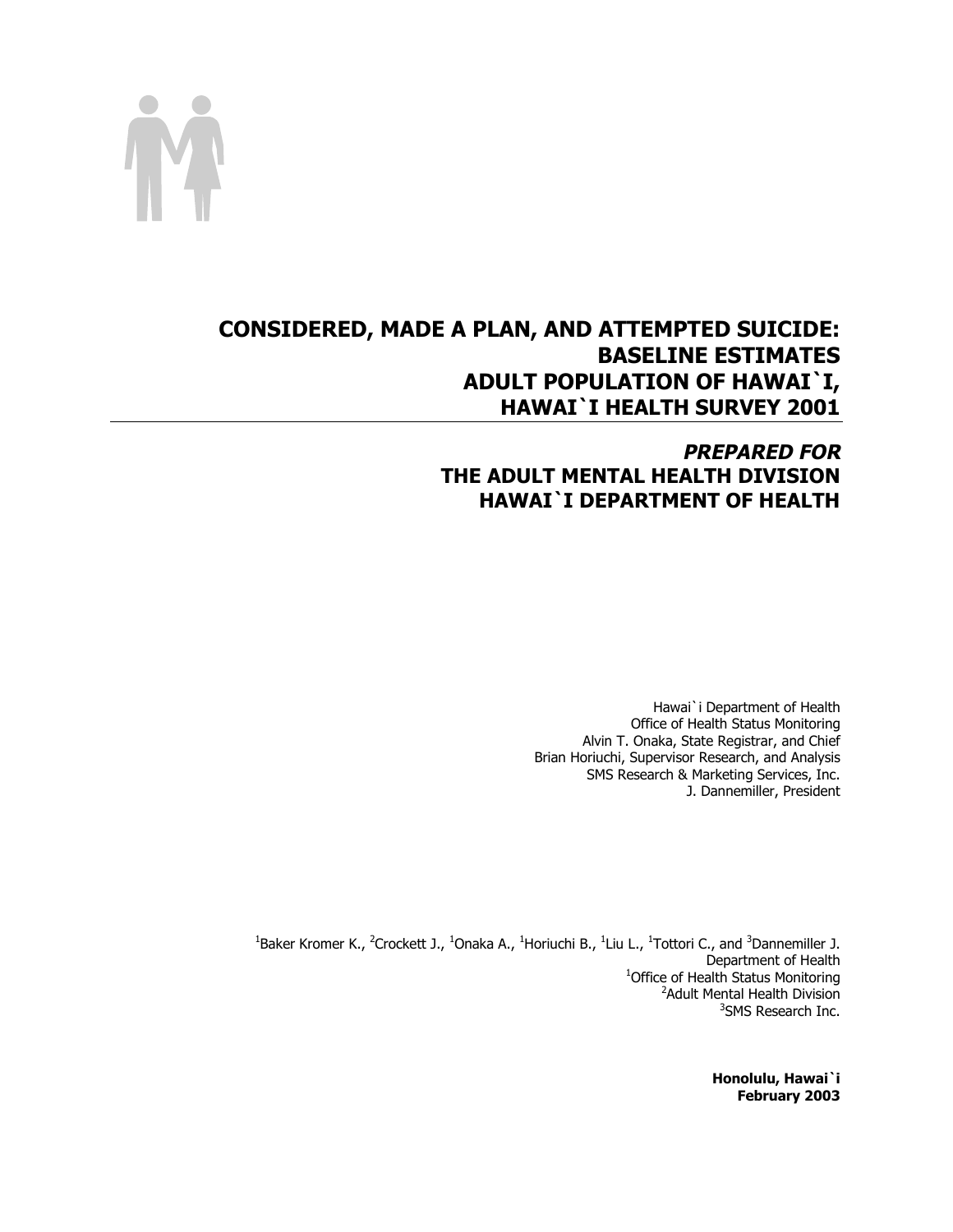# CONSIDERED, MADE A PLAN, AND ATTEMPTED SUICIDE: BASELINE ESTIMATES ADULT POPULATION OF HAWAI`I, HAWAI`I HEALTH SURVEY 2001

## *PREPARED FOR* THE ADULT MENTAL HEALTH DIVISION HAWAI`I DEPARTMENT OF HEALTH

Hawai`i Department of Health
Office of Health Status Monitoring
Alvin T. Onaka, State Registrar, and Chief
Brian Horiuchi, Supervisor Research, and Analysis
SMS Research & Marketing Services, Inc.
J. Dannemiller, President

[1]Baker Kromer K., [2]Crockett J., [1]Onaka A., [1]Horiuchi B., [1]Liu L., [1]Tottori C., and [3]Dannemiller J.
Department of Health
[1]Office of Health Status Monitoring
[2]Adult Mental Health Division
[3]SMS Research Inc.

**Honolulu, Hawai`i**
**February 2003**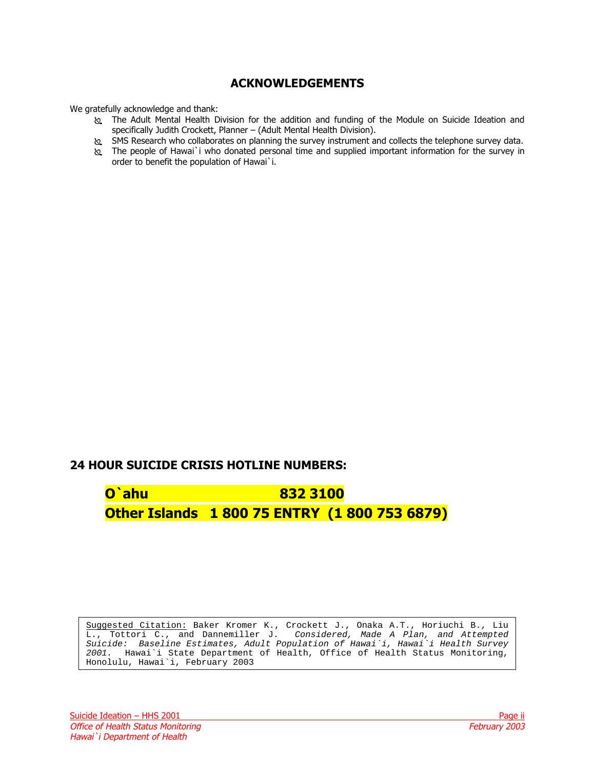## ACKNOWLEDGEMENTS

We gratefully acknowledge and thank:

- The Adult Mental Health Division for the addition and funding of the Module on Suicide Ideation and specifically Judith Crockett, Planner – (Adult Mental Health Division).
- SMS Research who collaborates on planning the survey instrument and collects the telephone survey data.
- The people of Hawai`i who donated personal time and supplied important information for the survey in order to benefit the population of Hawai`i.

## 24 HOUR SUICIDE CRISIS HOTLINE NUMBERS:

**O`ahu 832 3100**

**Other Islands 1 800 75 ENTRY (1 800 753 6879)**

Suggested Citation: Baker Kromer K., Crockett J., Onaka A.T., Horiuchi B., Liu L., Tottori C., and Dannemiller J. *Considered, Made A Plan, and Attempted Suicide: Baseline Estimates, Adult Population of Hawai`i, Hawai`i Health Survey 2001.* Hawai`i State Department of Health, Office of Health Status Monitoring, Honolulu, Hawai`i, February 2003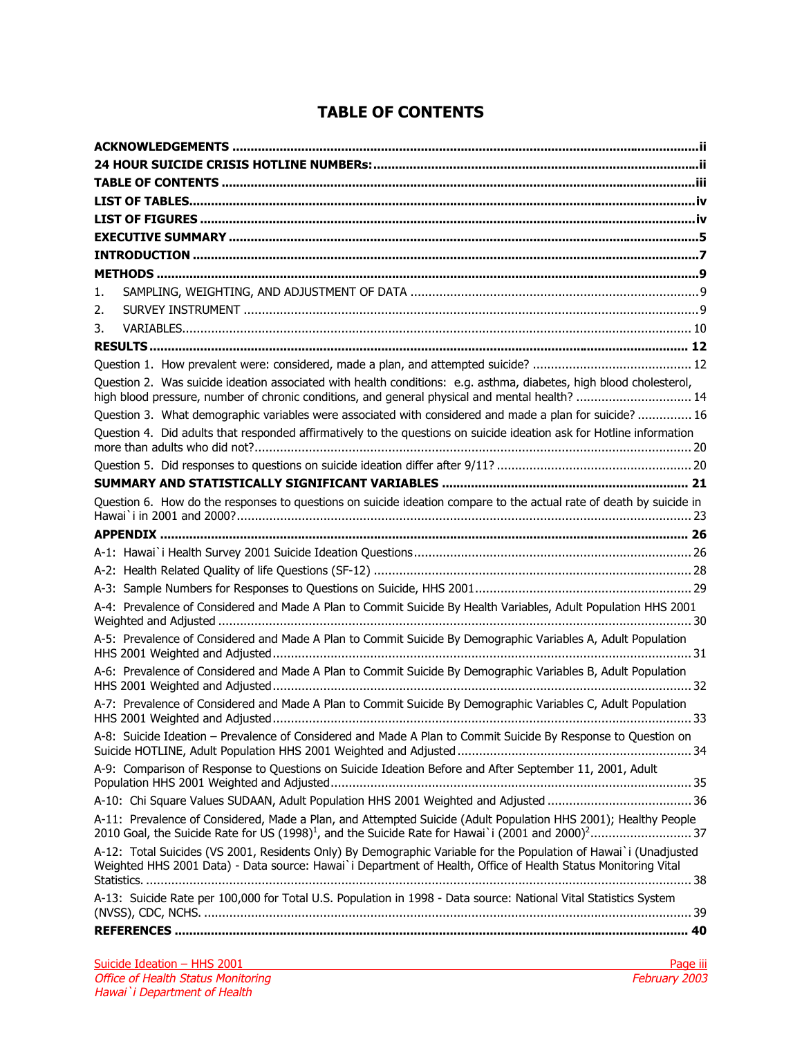# TABLE OF CONTENTS

**ACKNOWLEDGEMENTS** ..... ii

**24 HOUR SUICIDE CRISIS HOTLINE NUMBERs:** ..... ii

**TABLE OF CONTENTS** ..... iii

**LIST OF TABLES** ..... iv

**LIST OF FIGURES** ..... iv

**EXECUTIVE SUMMARY** ..... 5

**INTRODUCTION** ..... 7

**METHODS** ..... 9

1. SAMPLING, WEIGHTING, AND ADJUSTMENT OF DATA ..... 9
2. SURVEY INSTRUMENT ..... 9
3. VARIABLES ..... 10

**RESULTS** ..... 12

Question 1. How prevalent were: considered, made a plan, and attempted suicide? ..... 12

Question 2. Was suicide ideation associated with health conditions: e.g. asthma, diabetes, high blood cholesterol, high blood pressure, number of chronic conditions, and general physical and mental health? ..... 14

Question 3. What demographic variables were associated with considered and made a plan for suicide? ..... 16

Question 4. Did adults that responded affirmatively to the questions on suicide ideation ask for Hotline information more than adults who did not? ..... 20

Question 5. Did responses to questions on suicide ideation differ after 9/11? ..... 20

**SUMMARY AND STATISTICALLY SIGNIFICANT VARIABLES** ..... 21

Question 6. How do the responses to questions on suicide ideation compare to the actual rate of death by suicide in Hawai`i in 2001 and 2000? ..... 23

**APPENDIX** ..... 26

A-1: Hawai`i Health Survey 2001 Suicide Ideation Questions ..... 26

A-2: Health Related Quality of life Questions (SF-12) ..... 28

A-3: Sample Numbers for Responses to Questions on Suicide, HHS 2001 ..... 29

A-4: Prevalence of Considered and Made A Plan to Commit Suicide By Health Variables, Adult Population HHS 2001 Weighted and Adjusted ..... 30

A-5: Prevalence of Considered and Made A Plan to Commit Suicide By Demographic Variables A, Adult Population HHS 2001 Weighted and Adjusted ..... 31

A-6: Prevalence of Considered and Made A Plan to Commit Suicide By Demographic Variables B, Adult Population HHS 2001 Weighted and Adjusted ..... 32

A-7: Prevalence of Considered and Made A Plan to Commit Suicide By Demographic Variables C, Adult Population HHS 2001 Weighted and Adjusted ..... 33

A-8: Suicide Ideation – Prevalence of Considered and Made A Plan to Commit Suicide By Response to Question on Suicide HOTLINE, Adult Population HHS 2001 Weighted and Adjusted ..... 34

A-9: Comparison of Response to Questions on Suicide Ideation Before and After September 11, 2001, Adult Population HHS 2001 Weighted and Adjusted ..... 35

A-10: Chi Square Values SUDAAN, Adult Population HHS 2001 Weighted and Adjusted ..... 36

A-11: Prevalence of Considered, Made a Plan, and Attempted Suicide (Adult Population HHS 2001); Healthy People 2010 Goal, the Suicide Rate for US (1998)[1], and the Suicide Rate for Hawai`i (2001 and 2000)[2] ..... 37

A-12: Total Suicides (VS 2001, Residents Only) By Demographic Variable for the Population of Hawai`i (Unadjusted Weighted HHS 2001 Data) - Data source: Hawai`i Department of Health, Office of Health Status Monitoring Vital Statistics. ..... 38

A-13: Suicide Rate per 100,000 for Total U.S. Population in 1998 - Data source: National Vital Statistics System (NVSS), CDC, NCHS. ..... 39

**REFERENCES** ..... 40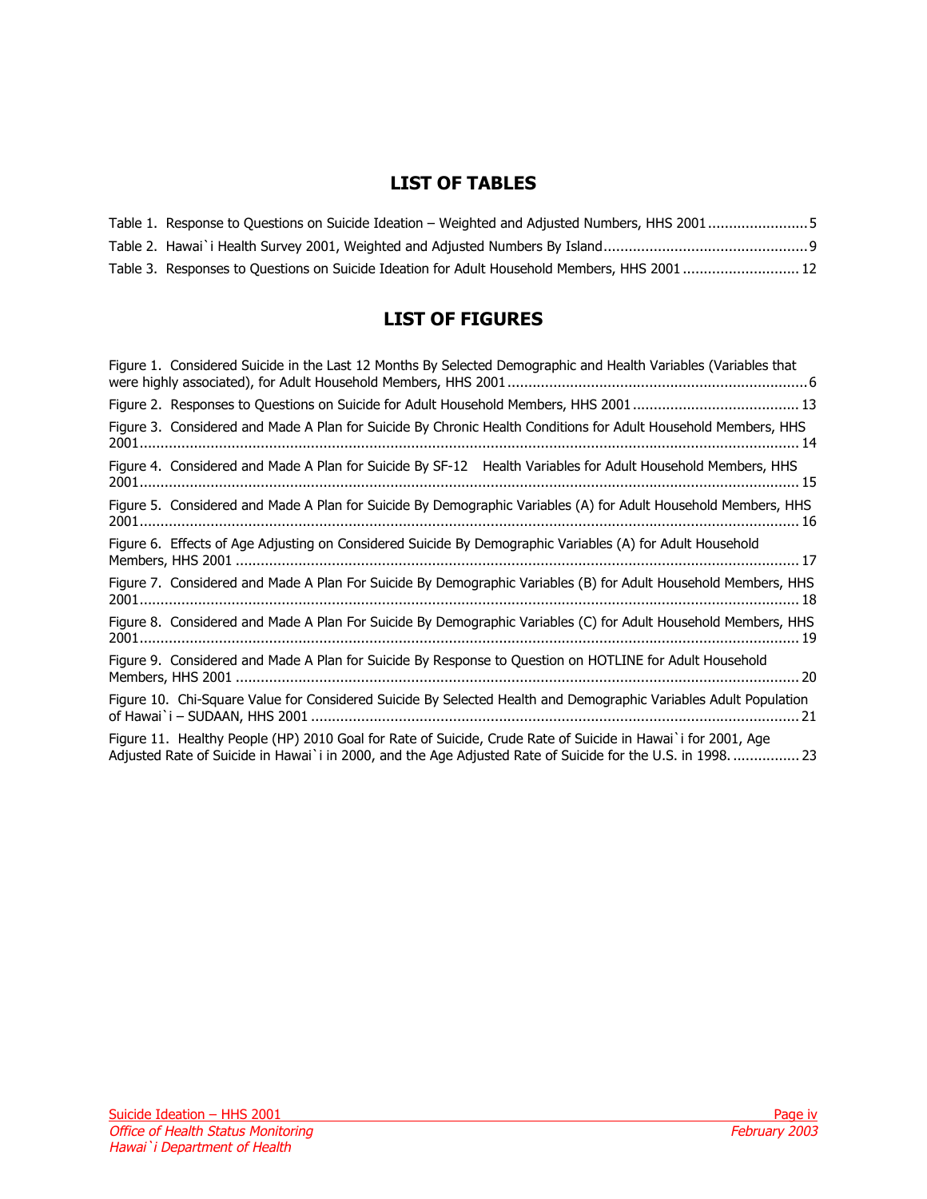## LIST OF TABLES

Table 1. Response to Questions on Suicide Ideation – Weighted and Adjusted Numbers, HHS 2001 ........................ 5

Table 2. Hawai`i Health Survey 2001, Weighted and Adjusted Numbers By Island ................................................. 9

Table 3. Responses to Questions on Suicide Ideation for Adult Household Members, HHS 2001 ............................ 12

## LIST OF FIGURES

Figure 1. Considered Suicide in the Last 12 Months By Selected Demographic and Health Variables (Variables that were highly associated), for Adult Household Members, HHS 2001 ........................................................................ 6

Figure 2. Responses to Questions on Suicide for Adult Household Members, HHS 2001 ........................................ 13

Figure 3. Considered and Made A Plan for Suicide By Chronic Health Conditions for Adult Household Members, HHS 2001 ........................................................................................................................................................... 14

Figure 4. Considered and Made A Plan for Suicide By SF-12 Health Variables for Adult Household Members, HHS 2001 ........................................................................................................................................................... 15

Figure 5. Considered and Made A Plan for Suicide By Demographic Variables (A) for Adult Household Members, HHS 2001 ........................................................................................................................................................... 16

Figure 6. Effects of Age Adjusting on Considered Suicide By Demographic Variables (A) for Adult Household Members, HHS 2001 ...................................................................................................................................... 17

Figure 7. Considered and Made A Plan For Suicide By Demographic Variables (B) for Adult Household Members, HHS 2001 ........................................................................................................................................................... 18

Figure 8. Considered and Made A Plan For Suicide By Demographic Variables (C) for Adult Household Members, HHS 2001 ........................................................................................................................................................... 19

Figure 9. Considered and Made A Plan for Suicide By Response to Question on HOTLINE for Adult Household Members, HHS 2001 ...................................................................................................................................... 20

Figure 10. Chi-Square Value for Considered Suicide By Selected Health and Demographic Variables Adult Population of Hawai`i – SUDAAN, HHS 2001 .................................................................................................................... 21

Figure 11. Healthy People (HP) 2010 Goal for Rate of Suicide, Crude Rate of Suicide in Hawai`i for 2001, Age Adjusted Rate of Suicide in Hawai`i in 2000, and the Age Adjusted Rate of Suicide for the U.S. in 1998. ................ 23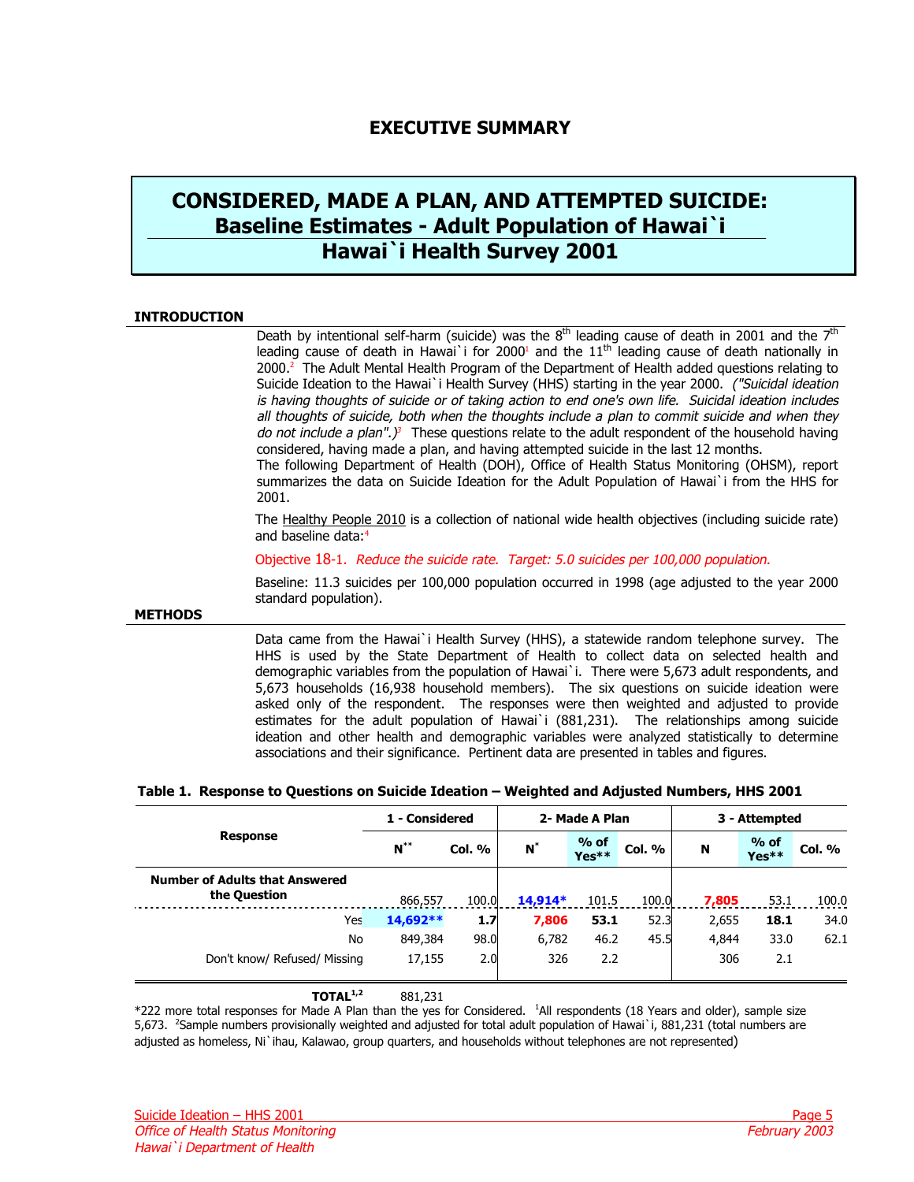# EXECUTIVE SUMMARY

## CONSIDERED, MADE A PLAN, AND ATTEMPTED SUICIDE: Baseline Estimates - Adult Population of Hawai`i Hawai`i Health Survey 2001

### INTRODUCTION

Death by intentional self-harm (suicide) was the 8th leading cause of death in 2001 and the 7th leading cause of death in Hawai`i for 2000[1] and the 11th leading cause of death nationally in 2000.[2] The Adult Mental Health Program of the Department of Health added questions relating to Suicide Ideation to the Hawai`i Health Survey (HHS) starting in the year 2000. *("Suicidal ideation is having thoughts of suicide or of taking action to end one's own life. Suicidal ideation includes all thoughts of suicide, both when the thoughts include a plan to commit suicide and when they do not include a plan".)*[3] These questions relate to the adult respondent of the household having considered, having made a plan, and having attempted suicide in the last 12 months.

The following Department of Health (DOH), Office of Health Status Monitoring (OHSM), report summarizes the data on Suicide Ideation for the Adult Population of Hawai`i from the HHS for 2001.

The Healthy People 2010 is a collection of national wide health objectives (including suicide rate) and baseline data:[4]

Objective 18-1. *Reduce the suicide rate. Target: 5.0 suicides per 100,000 population.*

Baseline: 11.3 suicides per 100,000 population occurred in 1998 (age adjusted to the year 2000 standard population).

### METHODS

Data came from the Hawai`i Health Survey (HHS), a statewide random telephone survey. The HHS is used by the State Department of Health to collect data on selected health and demographic variables from the population of Hawai`i. There were 5,673 adult respondents, and 5,673 households (16,938 household members). The six questions on suicide ideation were asked only of the respondent. The responses were then weighted and adjusted to provide estimates for the adult population of Hawai`i (881,231). The relationships among suicide ideation and other health and demographic variables were analyzed statistically to determine associations and their significance. Pertinent data are presented in tables and figures.

**Table 1. Response to Questions on Suicide Ideation – Weighted and Adjusted Numbers, HHS 2001**

| Response | 1 - Considered | | 2- Made A Plan | | | 3 - Attempted | | |
|---|---|---|---|---|---|---|---|---|
| | N** | Col. % | N* | % of Yes** | Col. % | N | % of Yes** | Col. % |
| **Number of Adults that Answered the Question** | 866,557 | 100.0 | **14,914*** | 101.5 | 100.0 | **7,805** | 53.1 | 100.0 |
| Yes | **14,692**** | **1.7** | **7,806** | **53.1** | 52.3 | 2,655 | **18.1** | 34.0 |
| No | 849,384 | 98.0 | 6,782 | 46.2 | 45.5 | 4,844 | 33.0 | 62.1 |
| Don't know/ Refused/ Missing | 17,155 | 2.0 | 326 | 2.2 | | 306 | 2.1 | |
| **TOTAL[1,2]** | 881,231 | | | | | | | |

*222 more total responses for Made A Plan than the yes for Considered. [1]All respondents (18 Years and older), sample size 5,673. [2]Sample numbers provisionally weighted and adjusted for total adult population of Hawai`i, 881,231 (total numbers are adjusted as homeless, Ni`ihau, Kalawao, group quarters, and households without telephones are not represented)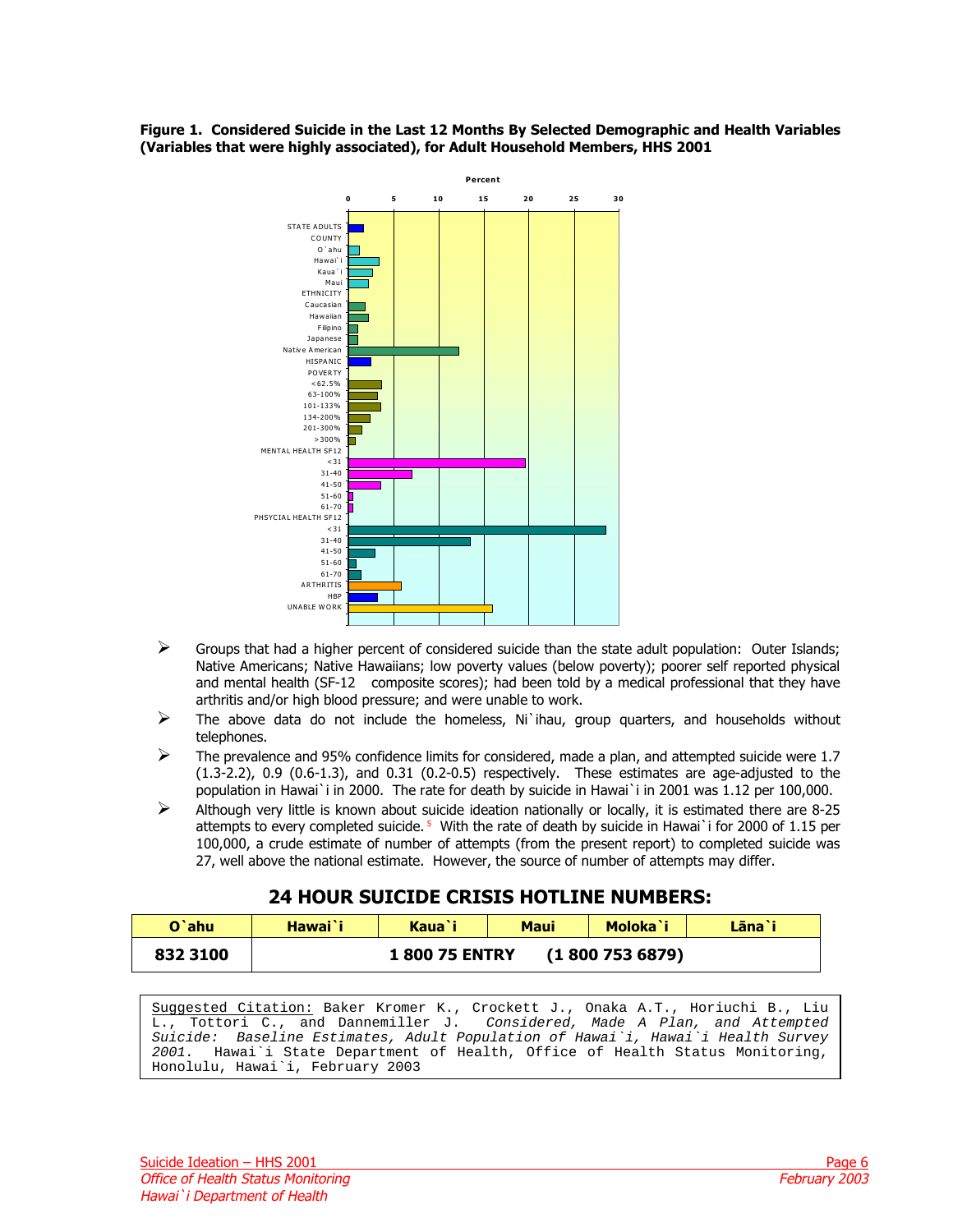**Figure 1. Considered Suicide in the Last 12 Months By Selected Demographic and Health Variables (Variables that were highly associated), for Adult Household Members, HHS 2001**

- Groups that had a higher percent of considered suicide than the state adult population: Outer Islands; Native Americans; Native Hawaiians; low poverty values (below poverty); poorer self reported physical and mental health (SF-12 composite scores); had been told by a medical professional that they have arthritis and/or high blood pressure; and were unable to work.
- The above data do not include the homeless, Ni`ihau, group quarters, and households without telephones.
- The prevalence and 95% confidence limits for considered, made a plan, and attempted suicide were 1.7 (1.3-2.2), 0.9 (0.6-1.3), and 0.31 (0.2-0.5) respectively. These estimates are age-adjusted to the population in Hawai`i in 2000. The rate for death by suicide in Hawai`i in 2001 was 1.12 per 100,000.
- Although very little is known about suicide ideation nationally or locally, it is estimated there are 8-25 attempts to every completed suicide.[5] With the rate of death by suicide in Hawai`i for 2000 of 1.15 per 100,000, a crude estimate of number of attempts (from the present report) to completed suicide was 27, well above the national estimate. However, the source of number of attempts may differ.

## 24 HOUR SUICIDE CRISIS HOTLINE NUMBERS:

| O`ahu | Hawai`i | Kaua`i | Maui | Moloka`i | Lāna`i |
|---|---|---|---|---|---|
| 832 3100 | 1 800 75 ENTRY (1 800 753 6879) | | | | |

Suggested Citation: Baker Kromer K., Crockett J., Onaka A.T., Horiuchi B., Liu L., Tottori C., and Dannemiller J. *Considered, Made A Plan, and Attempted Suicide: Baseline Estimates, Adult Population of Hawai`i, Hawai`i Health Survey 2001.* Hawai`i State Department of Health, Office of Health Status Monitoring, Honolulu, Hawai`i, February 2003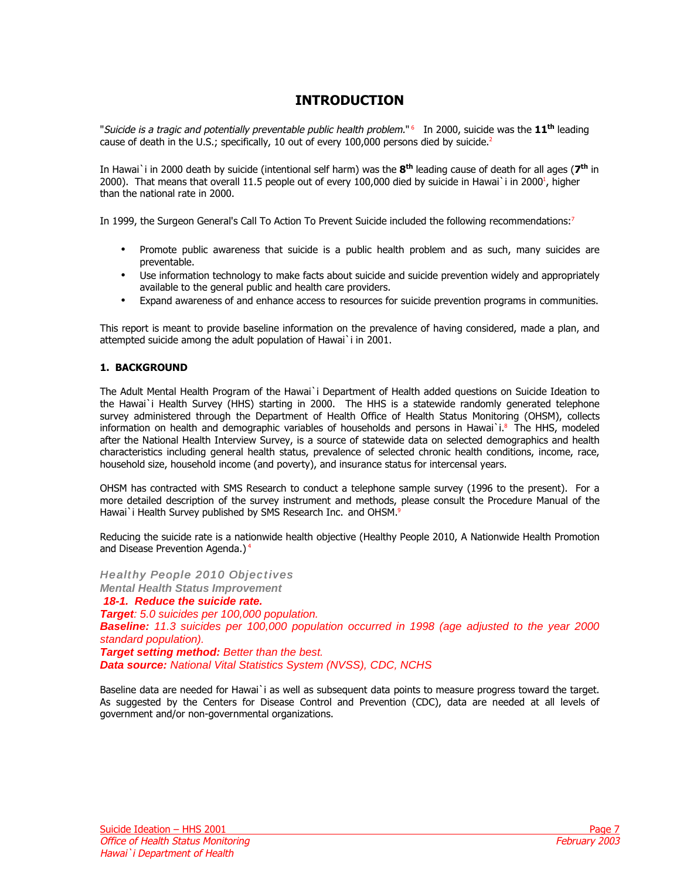# INTRODUCTION

"*Suicide is a tragic and potentially preventable public health problem.*"[6] In 2000, suicide was the **11th** leading cause of death in the U.S.; specifically, 10 out of every 100,000 persons died by suicide.[2]

In Hawai`i in 2000 death by suicide (intentional self harm) was the **8th** leading cause of death for all ages (**7th** in 2000). That means that overall 11.5 people out of every 100,000 died by suicide in Hawai`i in 2000[1], higher than the national rate in 2000.

In 1999, the Surgeon General's Call To Action To Prevent Suicide included the following recommendations:[7]

- Promote public awareness that suicide is a public health problem and as such, many suicides are preventable.
- Use information technology to make facts about suicide and suicide prevention widely and appropriately available to the general public and health care providers.
- Expand awareness of and enhance access to resources for suicide prevention programs in communities.

This report is meant to provide baseline information on the prevalence of having considered, made a plan, and attempted suicide among the adult population of Hawai`i in 2001.

## 1. BACKGROUND

The Adult Mental Health Program of the Hawai`i Department of Health added questions on Suicide Ideation to the Hawai`i Health Survey (HHS) starting in 2000. The HHS is a statewide randomly generated telephone survey administered through the Department of Health Office of Health Status Monitoring (OHSM), collects information on health and demographic variables of households and persons in Hawai`i.[8] The HHS, modeled after the National Health Interview Survey, is a source of statewide data on selected demographics and health characteristics including general health status, prevalence of selected chronic health conditions, income, race, household size, household income (and poverty), and insurance status for intercensal years.

OHSM has contracted with SMS Research to conduct a telephone sample survey (1996 to the present). For a more detailed description of the survey instrument and methods, please consult the Procedure Manual of the Hawai`i Health Survey published by SMS Research Inc. and OHSM.[9]

Reducing the suicide rate is a nationwide health objective (Healthy People 2010, A Nationwide Health Promotion and Disease Prevention Agenda.)[4]

***Healthy People 2010 Objectives***
***Mental Health Status Improvement***
***18-1. Reduce the suicide rate.***
***Target**: 5.0 suicides per 100,000 population.*
***Baseline:** 11.3 suicides per 100,000 population occurred in 1998 (age adjusted to the year 2000 standard population).*
***Target setting method:** Better than the best.*
***Data source:** National Vital Statistics System (NVSS), CDC, NCHS*

Baseline data are needed for Hawai`i as well as subsequent data points to measure progress toward the target. As suggested by the Centers for Disease Control and Prevention (CDC), data are needed at all levels of government and/or non-governmental organizations.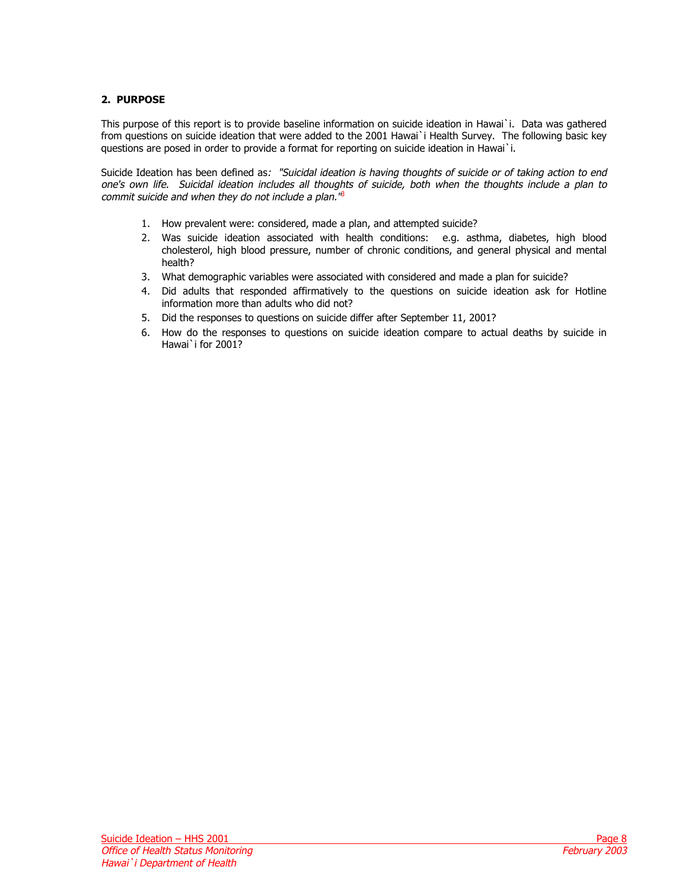## 2. PURPOSE

This purpose of this report is to provide baseline information on suicide ideation in Hawai`i. Data was gathered from questions on suicide ideation that were added to the 2001 Hawai`i Health Survey. The following basic key questions are posed in order to provide a format for reporting on suicide ideation in Hawai`i.

Suicide Ideation has been defined as*: "Suicidal ideation is having thoughts of suicide or of taking action to end one's own life. Suicidal ideation includes all thoughts of suicide, both when the thoughts include a plan to commit suicide and when they do not include a plan."*[3]

1. How prevalent were: considered, made a plan, and attempted suicide?
2. Was suicide ideation associated with health conditions: e.g. asthma, diabetes, high blood cholesterol, high blood pressure, number of chronic conditions, and general physical and mental health?
3. What demographic variables were associated with considered and made a plan for suicide?
4. Did adults that responded affirmatively to the questions on suicide ideation ask for Hotline information more than adults who did not?
5. Did the responses to questions on suicide differ after September 11, 2001?
6. How do the responses to questions on suicide ideation compare to actual deaths by suicide in Hawai`i for 2001?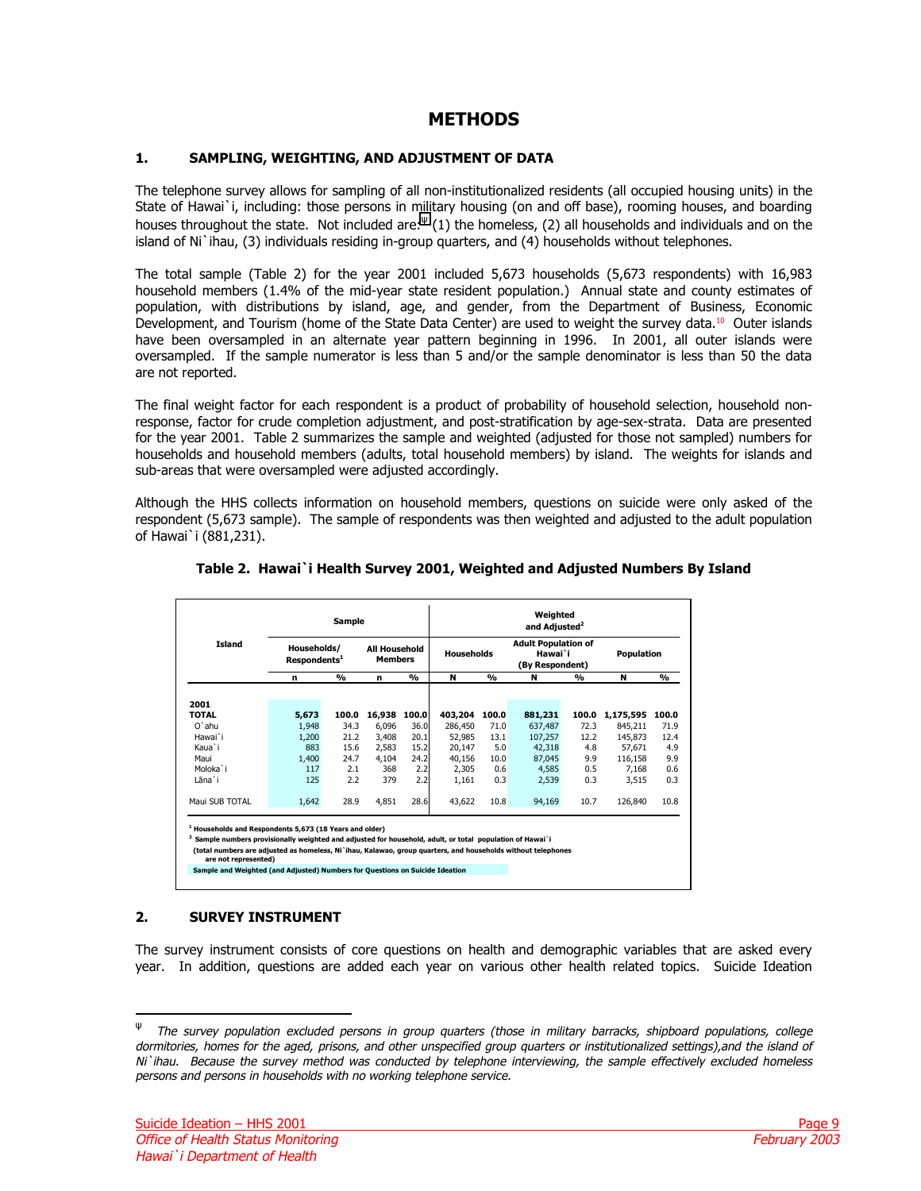# METHODS

## 1. SAMPLING, WEIGHTING, AND ADJUSTMENT OF DATA

The telephone survey allows for sampling of all non-institutionalized residents (all occupied housing units) in the State of Hawai`i, including: those persons in military housing (on and off base), rooming houses, and boarding houses throughout the state. Not included are:[Ψ] (1) the homeless, (2) all households and individuals and on the island of Ni`ihau, (3) individuals residing in-group quarters, and (4) households without telephones.

The total sample (Table 2) for the year 2001 included 5,673 households (5,673 respondents) with 16,983 household members (1.4% of the mid-year state resident population.) Annual state and county estimates of population, with distributions by island, age, and gender, from the Department of Business, Economic Development, and Tourism (home of the State Data Center) are used to weight the survey data.[10] Outer islands have been oversampled in an alternate year pattern beginning in 1996. In 2001, all outer islands were oversampled. If the sample numerator is less than 5 and/or the sample denominator is less than 50 the data are not reported.

The final weight factor for each respondent is a product of probability of household selection, household non-response, factor for crude completion adjustment, and post-stratification by age-sex-strata. Data are presented for the year 2001. Table 2 summarizes the sample and weighted (adjusted for those not sampled) numbers for households and household members (adults, total household members) by island. The weights for islands and sub-areas that were oversampled were adjusted accordingly.

Although the HHS collects information on household members, questions on suicide were only asked of the respondent (5,673 sample). The sample of respondents was then weighted and adjusted to the adult population of Hawai`i (881,231).

**Table 2. Hawai`i Health Survey 2001, Weighted and Adjusted Numbers By Island**

| Island | Sample | | | | Weighted and Adjusted[2] | | | | | |
|---|---|---|---|---|---|---|---|---|---|---|
| | Households/ Respondents[1] | | All Household Members | | Households | | Adult Population of Hawai`i (By Respondent) | | Population | |
| | n | % | n | % | N | % | N | % | N | % |
| **2001** | | | | | | | | | | |
| **TOTAL** | **5,673** | **100.0** | **16,938** | **100.0** | **403,204** | **100.0** | **881,231** | **100.0** | **1,175,595** | **100.0** |
| O`ahu | 1,948 | 34.3 | 6,096 | 36.0 | 286,450 | 71.0 | 637,487 | 72.3 | 845,211 | 71.9 |
| Hawai`i | 1,200 | 21.2 | 3,408 | 20.1 | 52,985 | 13.1 | 107,257 | 12.2 | 145,873 | 12.4 |
| Kaua`i | 883 | 15.6 | 2,583 | 15.2 | 20,147 | 5.0 | 42,318 | 4.8 | 57,671 | 4.9 |
| Maui | 1,400 | 24.7 | 4,104 | 24.2 | 40,156 | 10.0 | 87,045 | 9.9 | 116,158 | 9.9 |
| Moloka`i | 117 | 2.1 | 368 | 2.2 | 2,305 | 0.6 | 4,585 | 0.5 | 7,168 | 0.6 |
| Lāna`i | 125 | 2.2 | 379 | 2.2 | 1,161 | 0.3 | 2,539 | 0.3 | 3,515 | 0.3 |
| Maui SUB TOTAL | 1,642 | 28.9 | 4,851 | 28.6 | 43,622 | 10.8 | 94,169 | 10.7 | 126,840 | 10.8 |

[1] Households and Respondents 5,673 (18 Years and older)
[2] Sample numbers provisionally weighted and adjusted for household, adult, or total population of Hawai`i (total numbers are adjusted as homeless, Ni`ihau, Kalawao, group quarters, and households without telephones are not represented)

Sample and Weighted (and Adjusted) Numbers for Questions on Suicide Ideation

## 2. SURVEY INSTRUMENT

The survey instrument consists of core questions on health and demographic variables that are asked every year. In addition, questions are added each year on various other health related topics. Suicide Ideation

---

[Ψ] *The survey population excluded persons in group quarters (those in military barracks, shipboard populations, college dormitories, homes for the aged, prisons, and other unspecified group quarters or institutionalized settings),and the island of Ni`ihau. Because the survey method was conducted by telephone interviewing, the sample effectively excluded homeless persons and persons in households with no working telephone service.*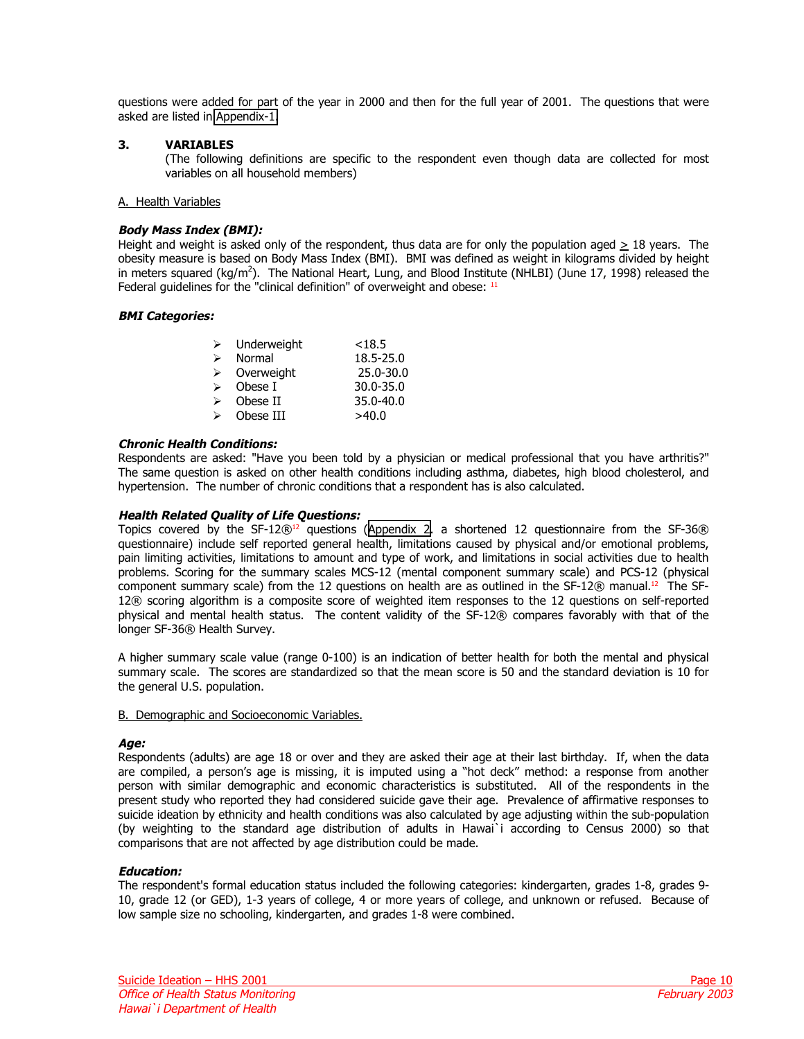questions were added for part of the year in 2000 and then for the full year of 2001. The questions that were asked are listed in Appendix-1.

## 3. VARIABLES

(The following definitions are specific to the respondent even though data are collected for most variables on all household members)

### A. Health Variables

***Body Mass Index (BMI):***

Height and weight is asked only of the respondent, thus data are for only the population aged $\geq$ 18 years. The obesity measure is based on Body Mass Index (BMI). BMI was defined as weight in kilograms divided by height in meters squared ($kg/m^2$). The National Heart, Lung, and Blood Institute (NHLBI) (June 17, 1998) released the Federal guidelines for the "clinical definition" of overweight and obese: [11]

***BMI Categories:***

- Underweight <18.5
- Normal 18.5-25.0
- Overweight 25.0-30.0
- Obese I 30.0-35.0
- Obese II 35.0-40.0
- Obese III >40.0

***Chronic Health Conditions:***

Respondents are asked: "Have you been told by a physician or medical professional that you have arthritis?" The same question is asked on other health conditions including asthma, diabetes, high blood cholesterol, and hypertension. The number of chronic conditions that a respondent has is also calculated.

***Health Related Quality of Life Questions:***

Topics covered by the SF-12®[12] questions (Appendix 2, a shortened 12 questionnaire from the SF-36® questionnaire) include self reported general health, limitations caused by physical and/or emotional problems, pain limiting activities, limitations to amount and type of work, and limitations in social activities due to health problems. Scoring for the summary scales MCS-12 (mental component summary scale) and PCS-12 (physical component summary scale) from the 12 questions on health are as outlined in the SF-12® manual.[12] The SF-12® scoring algorithm is a composite score of weighted item responses to the 12 questions on self-reported physical and mental health status. The content validity of the SF-12® compares favorably with that of the longer SF-36® Health Survey.

A higher summary scale value (range 0-100) is an indication of better health for both the mental and physical summary scale. The scores are standardized so that the mean score is 50 and the standard deviation is 10 for the general U.S. population.

### B. Demographic and Socioeconomic Variables.

***Age:***

Respondents (adults) are age 18 or over and they are asked their age at their last birthday. If, when the data are compiled, a person's age is missing, it is imputed using a "hot deck" method: a response from another person with similar demographic and economic characteristics is substituted. All of the respondents in the present study who reported they had considered suicide gave their age. Prevalence of affirmative responses to suicide ideation by ethnicity and health conditions was also calculated by age adjusting within the sub-population (by weighting to the standard age distribution of adults in Hawai`i according to Census 2000) so that comparisons that are not affected by age distribution could be made.

***Education:***

The respondent's formal education status included the following categories: kindergarten, grades 1-8, grades 9-10, grade 12 (or GED), 1-3 years of college, 4 or more years of college, and unknown or refused. Because of low sample size no schooling, kindergarten, and grades 1-8 were combined.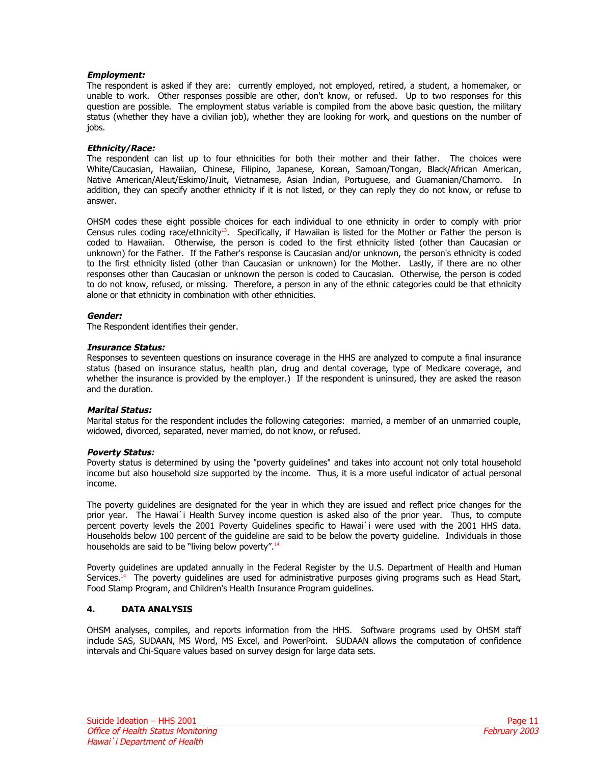***Employment:***
The respondent is asked if they are: currently employed, not employed, retired, a student, a homemaker, or unable to work. Other responses possible are other, don't know, or refused. Up to two responses for this question are possible. The employment status variable is compiled from the above basic question, the military status (whether they have a civilian job), whether they are looking for work, and questions on the number of jobs.

***Ethnicity/Race:***
The respondent can list up to four ethnicities for both their mother and their father. The choices were White/Caucasian, Hawaiian, Chinese, Filipino, Japanese, Korean, Samoan/Tongan, Black/African American, Native American/Aleut/Eskimo/Inuit, Vietnamese, Asian Indian, Portuguese, and Guamanian/Chamorro. In addition, they can specify another ethnicity if it is not listed, or they can reply they do not know, or refuse to answer.

OHSM codes these eight possible choices for each individual to one ethnicity in order to comply with prior Census rules coding race/ethnicity[13]. Specifically, if Hawaiian is listed for the Mother or Father the person is coded to Hawaiian. Otherwise, the person is coded to the first ethnicity listed (other than Caucasian or unknown) for the Father. If the Father's response is Caucasian and/or unknown, the person's ethnicity is coded to the first ethnicity listed (other than Caucasian or unknown) for the Mother. Lastly, if there are no other responses other than Caucasian or unknown the person is coded to Caucasian. Otherwise, the person is coded to do not know, refused, or missing. Therefore, a person in any of the ethnic categories could be that ethnicity alone or that ethnicity in combination with other ethnicities.

***Gender:***
The Respondent identifies their gender.

***Insurance Status:***
Responses to seventeen questions on insurance coverage in the HHS are analyzed to compute a final insurance status (based on insurance status, health plan, drug and dental coverage, type of Medicare coverage, and whether the insurance is provided by the employer.) If the respondent is uninsured, they are asked the reason and the duration.

***Marital Status:***
Marital status for the respondent includes the following categories: married, a member of an unmarried couple, widowed, divorced, separated, never married, do not know, or refused.

***Poverty Status:***
Poverty status is determined by using the "poverty guidelines" and takes into account not only total household income but also household size supported by the income. Thus, it is a more useful indicator of actual personal income.

The poverty guidelines are designated for the year in which they are issued and reflect price changes for the prior year. The Hawai`i Health Survey income question is asked also of the prior year. Thus, to compute percent poverty levels the 2001 Poverty Guidelines specific to Hawai`i were used with the 2001 HHS data. Households below 100 percent of the guideline are said to be below the poverty guideline. Individuals in those households are said to be "living below poverty".[14]

Poverty guidelines are updated annually in the Federal Register by the U.S. Department of Health and Human Services.[14] The poverty guidelines are used for administrative purposes giving programs such as Head Start, Food Stamp Program, and Children's Health Insurance Program guidelines.

## 4. DATA ANALYSIS

OHSM analyses, compiles, and reports information from the HHS. Software programs used by OHSM staff include SAS, SUDAAN, MS Word, MS Excel, and PowerPoint. SUDAAN allows the computation of confidence intervals and Chi-Square values based on survey design for large data sets.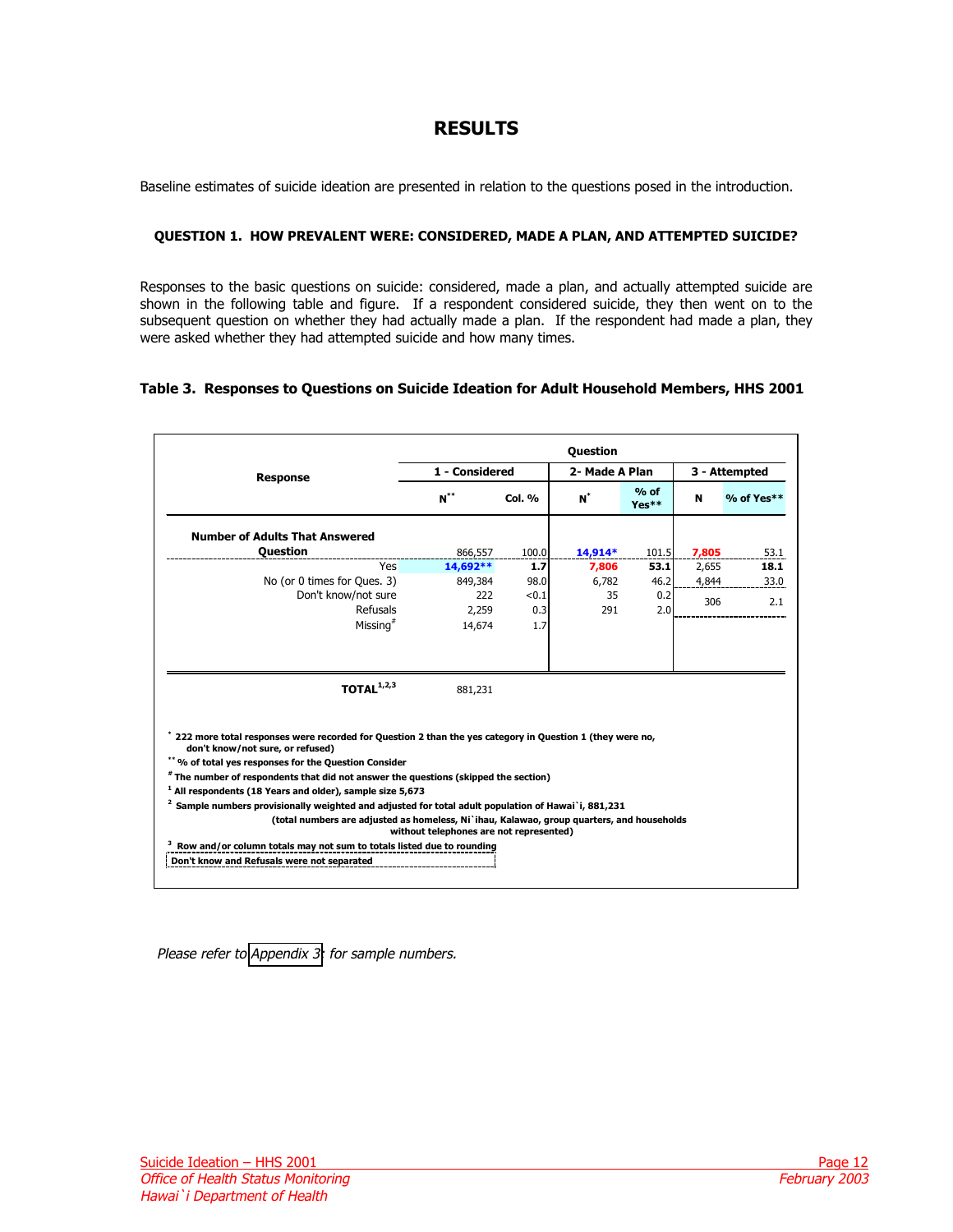# RESULTS

Baseline estimates of suicide ideation are presented in relation to the questions posed in the introduction.

### QUESTION 1. HOW PREVALENT WERE: CONSIDERED, MADE A PLAN, AND ATTEMPTED SUICIDE?

Responses to the basic questions on suicide: considered, made a plan, and actually attempted suicide are shown in the following table and figure. If a respondent considered suicide, they then went on to the subsequent question on whether they had actually made a plan. If the respondent had made a plan, they were asked whether they had attempted suicide and how many times.

**Table 3. Responses to Questions on Suicide Ideation for Adult Household Members, HHS 2001**

| Response | Question | | | | | |
|---|---|---|---|---|---|---|
| | 1 - Considered | | 2- Made A Plan | | 3 - Attempted | |
| | N** | Col. % | N* | % of Yes** | N | % of Yes** |
| **Number of Adults That Answered Question** | 866,557 | 100.0 | **14,914*** | 101.5 | **7,805** | 53.1 |
| Yes | **14,692**** | **1.7** | **7,806** | **53.1** | 2,655 | **18.1** |
| No (or 0 times for Ques. 3) | 849,384 | 98.0 | 6,782 | 46.2 | 4,844 | 33.0 |
| Don't know/not sure | 222 | <0.1 | 35 | 0.2 | 306 | 2.1 |
| Refusals | 2,259 | 0.3 | 291 | 2.0 | | |
| Missing# | 14,674 | 1.7 | | | | |
| **TOTAL**[1,2,3] | 881,231 | | | | | |

\* 222 more total responses were recorded for Question 2 than the yes category in Question 1 (they were no, don't know/not sure, or refused)

\*\* % of total yes responses for the Question Consider

\# The number of respondents that did not answer the questions (skipped the section)

[1] All respondents (18 Years and older), sample size 5,673

[2] Sample numbers provisionally weighted and adjusted for total adult population of Hawai`i, 881,231 (total numbers are adjusted as homeless, Ni`ihau, Kalawao, group quarters, and households without telephones are not represented)

[3] Row and/or column totals may not sum to totals listed due to rounding

Don't know and Refusals were not separated

*Please refer to Appendix 3 for sample numbers.*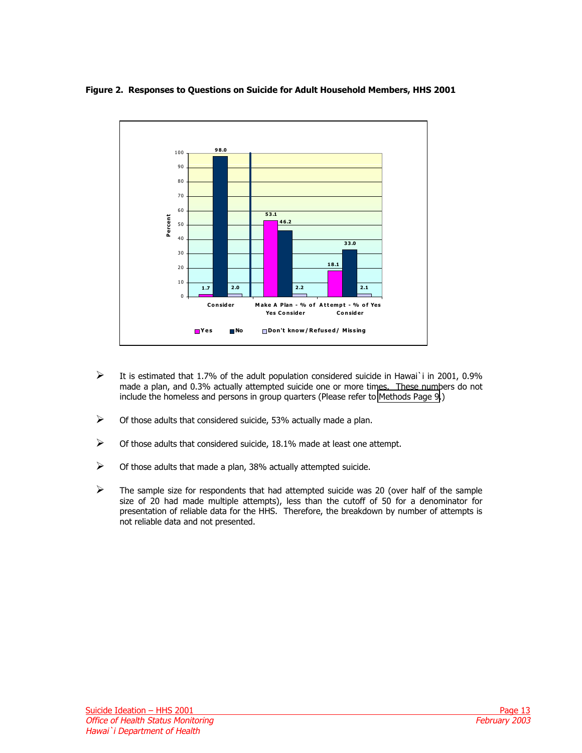**Figure 2. Responses to Questions on Suicide for Adult Household Members, HHS 2001**

| | Yes | No | Don't know/Refused/ Missing |
|---|---|---|---|
| Consider | 1.7 | 98.0 | 2.0 |
| Make A Plan - % of Yes Consider | 53.1 | 46.2 | 2.2 |
| Attempt - % of Yes Consider | 18.1 | 33.0 | 2.1 |

- It is estimated that 1.7% of the adult population considered suicide in Hawai`i in 2001, 0.9% made a plan, and 0.3% actually attempted suicide one or more times. These numbers do not include the homeless and persons in group quarters (Please refer to Methods Page 9.)
- Of those adults that considered suicide, 53% actually made a plan.
- Of those adults that considered suicide, 18.1% made at least one attempt.
- Of those adults that made a plan, 38% actually attempted suicide.
- The sample size for respondents that had attempted suicide was 20 (over half of the sample size of 20 had made multiple attempts), less than the cutoff of 50 for a denominator for presentation of reliable data for the HHS. Therefore, the breakdown by number of attempts is not reliable data and not presented.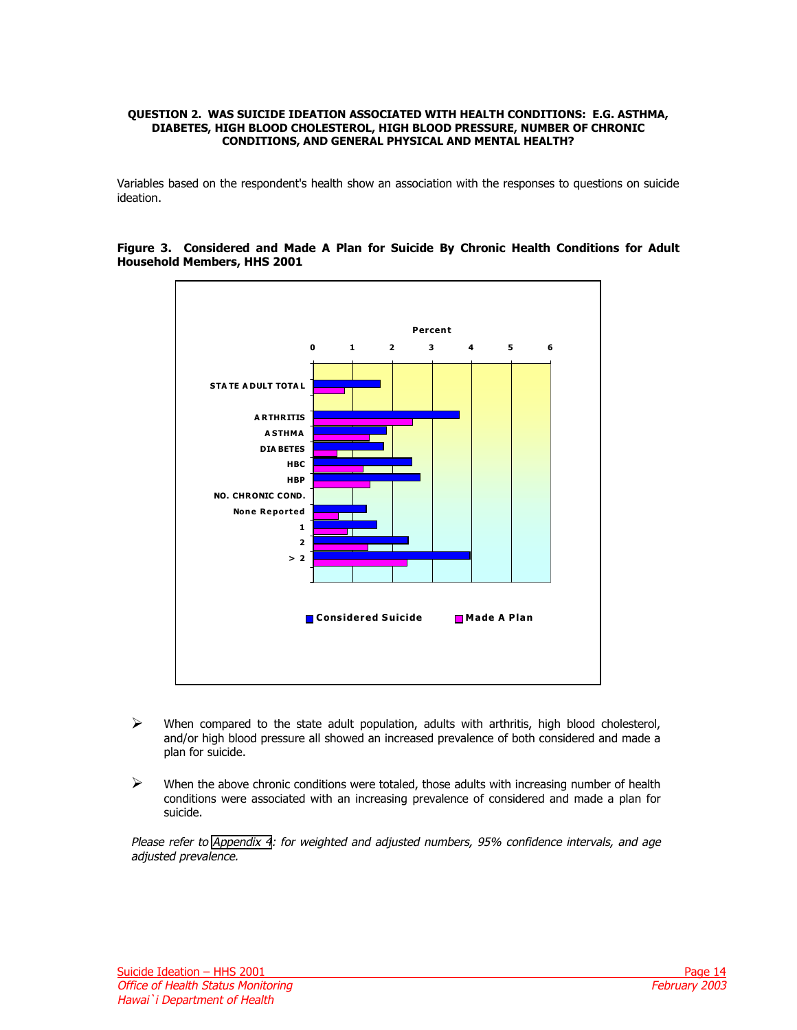**QUESTION 2. WAS SUICIDE IDEATION ASSOCIATED WITH HEALTH CONDITIONS: E.G. ASTHMA, DIABETES, HIGH BLOOD CHOLESTEROL, HIGH BLOOD PRESSURE, NUMBER OF CHRONIC CONDITIONS, AND GENERAL PHYSICAL AND MENTAL HEALTH?**

Variables based on the respondent's health show an association with the responses to questions on suicide ideation.

**Figure 3. Considered and Made A Plan for Suicide By Chronic Health Conditions for Adult Household Members, HHS 2001**

- When compared to the state adult population, adults with arthritis, high blood cholesterol, and/or high blood pressure all showed an increased prevalence of both considered and made a plan for suicide.

- When the above chronic conditions were totaled, those adults with increasing number of health conditions were associated with an increasing prevalence of considered and made a plan for suicide.

*Please refer to Appendix 4: for weighted and adjusted numbers, 95% confidence intervals, and age adjusted prevalence.*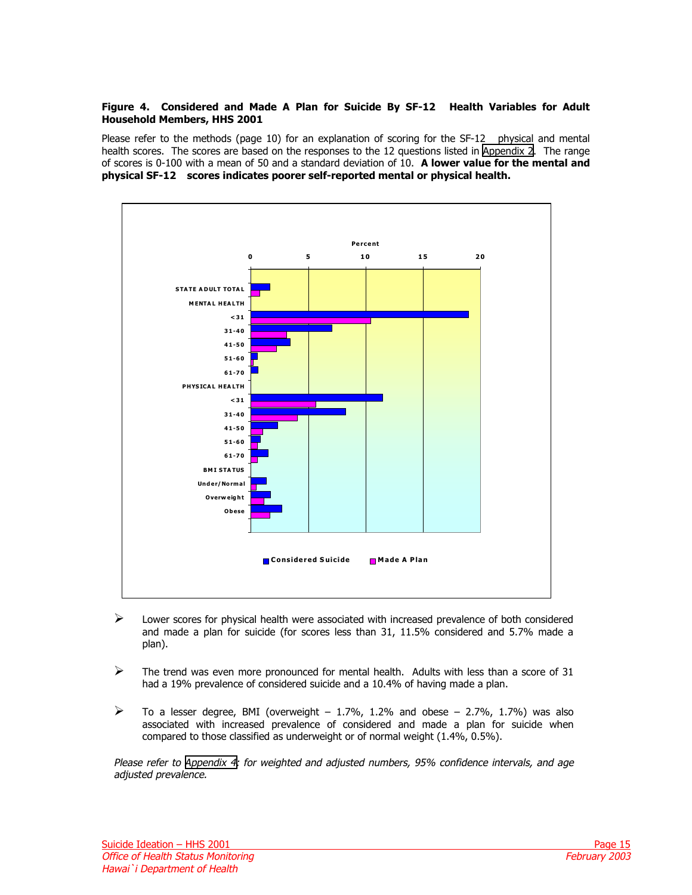**Figure 4. Considered and Made A Plan for Suicide By SF-12 Health Variables for Adult Household Members, HHS 2001**

Please refer to the methods (page 10) for an explanation of scoring for the SF-12 physical and mental health scores. The scores are based on the responses to the 12 questions listed in Appendix 2. The range of scores is 0-100 with a mean of 50 and a standard deviation of 10. **A lower value for the mental and physical SF-12 scores indicates poorer self-reported mental or physical health.**

- Lower scores for physical health were associated with increased prevalence of both considered and made a plan for suicide (for scores less than 31, 11.5% considered and 5.7% made a plan).

- The trend was even more pronounced for mental health. Adults with less than a score of 31 had a 19% prevalence of considered suicide and a 10.4% of having made a plan.

- To a lesser degree, BMI (overweight – 1.7%, 1.2% and obese – 2.7%, 1.7%) was also associated with increased prevalence of considered and made a plan for suicide when compared to those classified as underweight or of normal weight (1.4%, 0.5%).

*Please refer to Appendix 4: for weighted and adjusted numbers, 95% confidence intervals, and age adjusted prevalence.*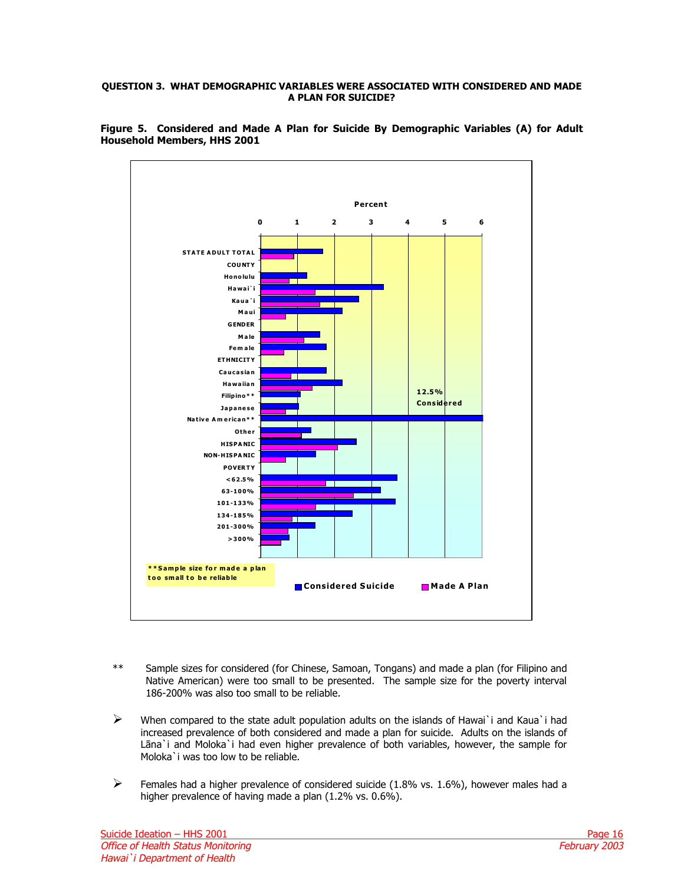**QUESTION 3. WHAT DEMOGRAPHIC VARIABLES WERE ASSOCIATED WITH CONSIDERED AND MADE A PLAN FOR SUICIDE?**

**Figure 5. Considered and Made A Plan for Suicide By Demographic Variables (A) for Adult Household Members, HHS 2001**

\*\* Sample sizes for considered (for Chinese, Samoan, Tongans) and made a plan (for Filipino and Native American) were too small to be presented. The sample size for the poverty interval 186-200% was also too small to be reliable.

- When compared to the state adult population adults on the islands of Hawai`i and Kaua`i had increased prevalence of both considered and made a plan for suicide. Adults on the islands of Lāna`i and Moloka`i had even higher prevalence of both variables, however, the sample for Moloka`i was too low to be reliable.

- Females had a higher prevalence of considered suicide (1.8% vs. 1.6%), however males had a higher prevalence of having made a plan (1.2% vs. 0.6%).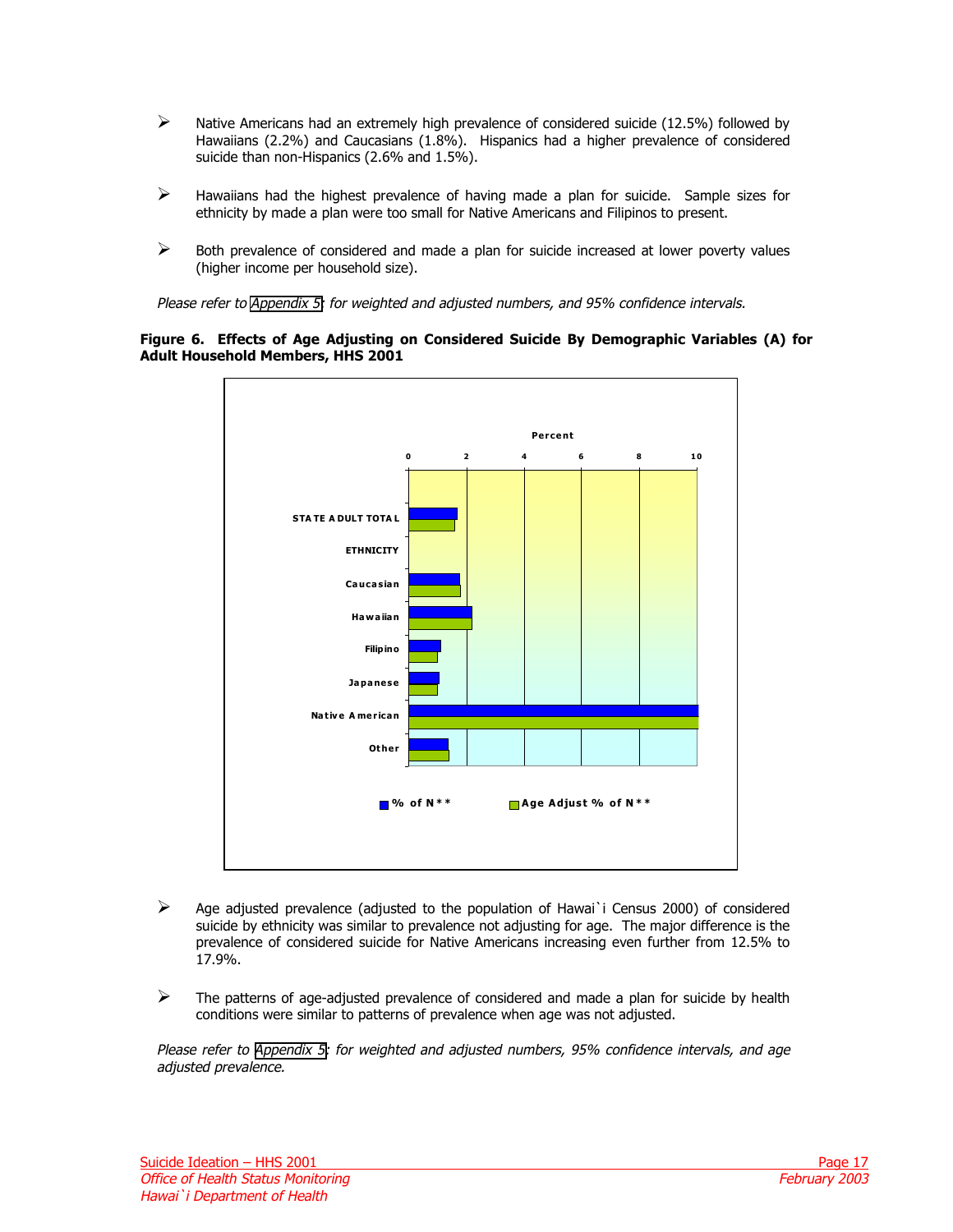- Native Americans had an extremely high prevalence of considered suicide (12.5%) followed by Hawaiians (2.2%) and Caucasians (1.8%). Hispanics had a higher prevalence of considered suicide than non-Hispanics (2.6% and 1.5%).

- Hawaiians had the highest prevalence of having made a plan for suicide. Sample sizes for ethnicity by made a plan were too small for Native Americans and Filipinos to present.

- Both prevalence of considered and made a plan for suicide increased at lower poverty values (higher income per household size).

*Please refer to Appendix 5: for weighted and adjusted numbers, and 95% confidence intervals.*

**Figure 6. Effects of Age Adjusting on Considered Suicide By Demographic Variables (A) for Adult Household Members, HHS 2001**

Percent

0 2 4 6 8 10

STATE ADULT TOTAL

ETHNICITY

Caucasian

Hawaiian

Filipino

Japanese

Native American

Other

% of N** Age Adjust % of N**

- Age adjusted prevalence (adjusted to the population of Hawai`i Census 2000) of considered suicide by ethnicity was similar to prevalence not adjusting for age. The major difference is the prevalence of considered suicide for Native Americans increasing even further from 12.5% to 17.9%.

- The patterns of age-adjusted prevalence of considered and made a plan for suicide by health conditions were similar to patterns of prevalence when age was not adjusted.

*Please refer to Appendix 5: for weighted and adjusted numbers, 95% confidence intervals, and age adjusted prevalence.*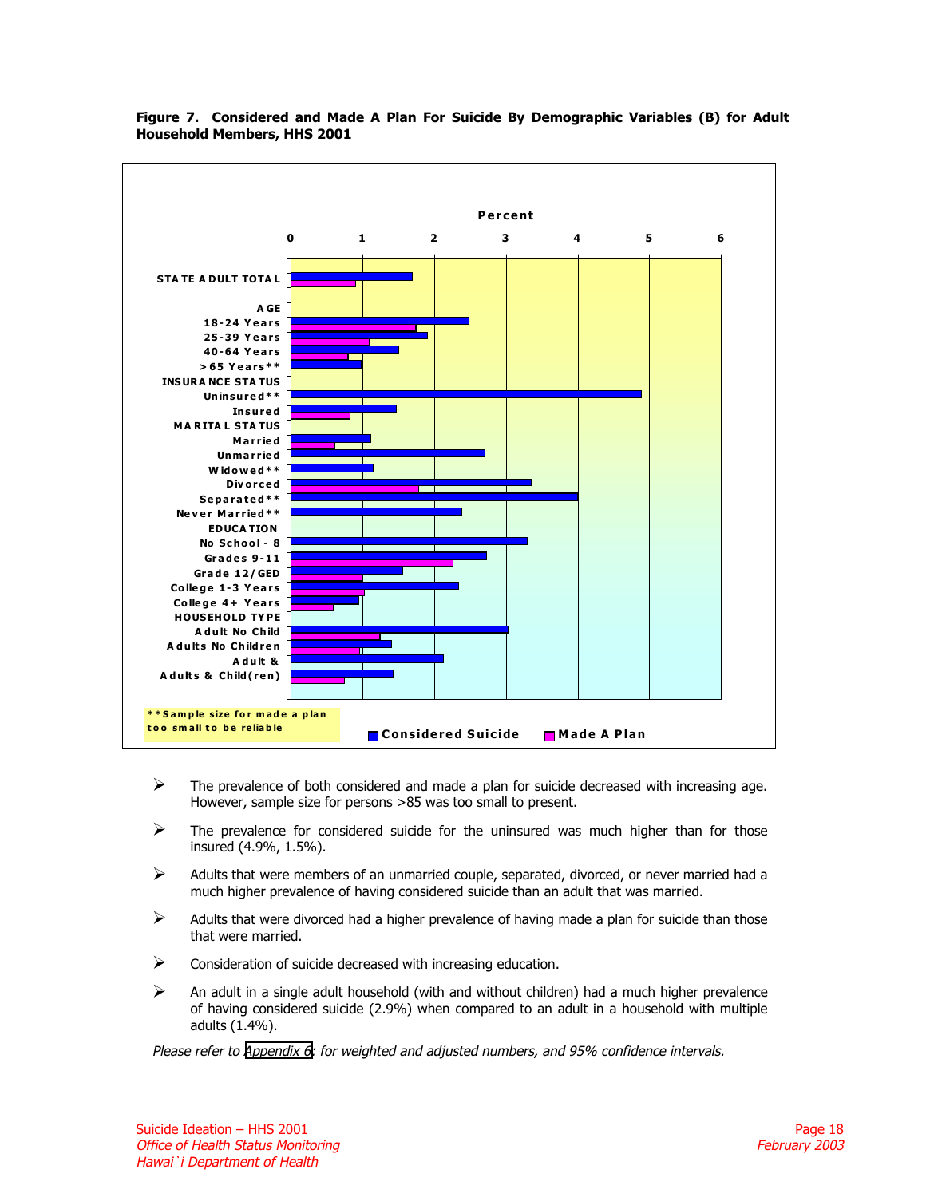**Figure 7. Considered and Made A Plan For Suicide By Demographic Variables (B) for Adult Household Members, HHS 2001**

**Percent**

| | 0 | 1 | 2 | 3 | 4 | 5 | 6 |
|---|---|---|---|---|---|---|---|

**STATE ADULT TOTAL**

**AGE**
- 18-24 Years
- 25-39 Years
- 40-64 Years
- >65 Years**

**INSURANCE STATUS**
- Uninsured**
- Insured

**MARITAL STATUS**
- Married
- Unmarried
- Widowed**
- Divorced
- Separated**
- Never Married**

**EDUCATION**
- No School - 8
- Grades 9-11
- Grade 12/GED
- College 1-3 Years
- College 4+ Years

**HOUSEHOLD TYPE**
- Adult No Child
- Adults No Children
- Adult &
- Adults & Child(ren)

**Sample size for made a plan too small to be reliable

■ Considered Suicide ■ Made A Plan

- The prevalence of both considered and made a plan for suicide decreased with increasing age. However, sample size for persons >85 was too small to present.
- The prevalence for considered suicide for the uninsured was much higher than for those insured (4.9%, 1.5%).
- Adults that were members of an unmarried couple, separated, divorced, or never married had a much higher prevalence of having considered suicide than an adult that was married.
- Adults that were divorced had a higher prevalence of having made a plan for suicide than those that were married.
- Consideration of suicide decreased with increasing education.
- An adult in a single adult household (with and without children) had a much higher prevalence of having considered suicide (2.9%) when compared to an adult in a household with multiple adults (1.4%).

*Please refer to Appendix 6: for weighted and adjusted numbers, and 95% confidence intervals.*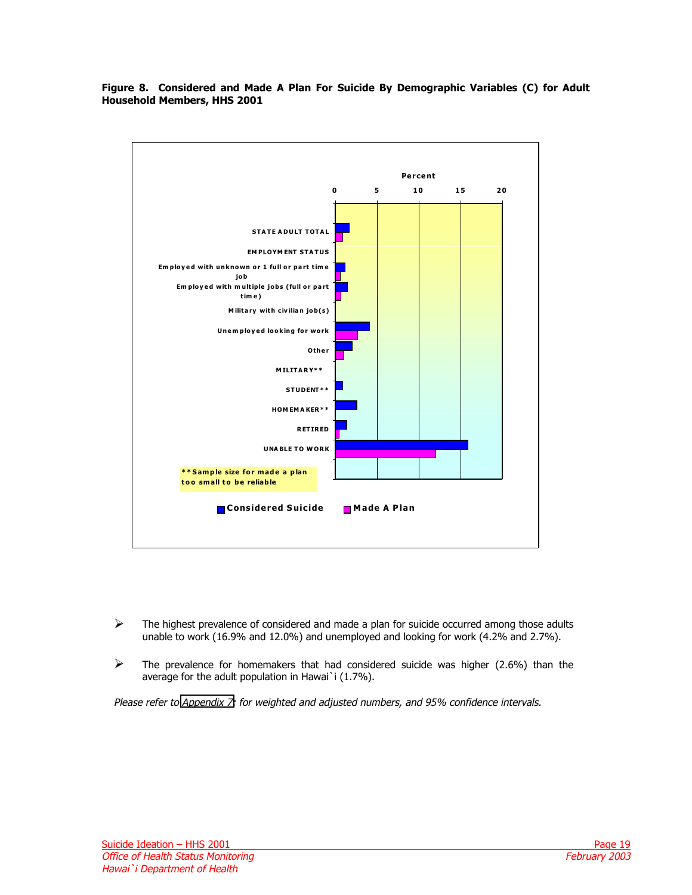**Figure 8. Considered and Made A Plan For Suicide By Demographic Variables (C) for Adult Household Members, HHS 2001**

Percent

0 5 10 15 20

STATE ADULT TOTAL

EMPLOYMENT STATUS

Employed with unknown or 1 full or part time job

Employed with multiple jobs (full or part time)

Military with civilian job(s)

Unemployed looking for work

Other

MILITARY**

STUDENT**

HOMEMAKER**

RETIRED

UNABLE TO WORK

**Sample size for made a plan too small to be reliable

Considered Suicide    Made A Plan

- The highest prevalence of considered and made a plan for suicide occurred among those adults unable to work (16.9% and 12.0%) and unemployed and looking for work (4.2% and 2.7%).

- The prevalence for homemakers that had considered suicide was higher (2.6%) than the average for the adult population in Hawai`i (1.7%).

*Please refer to Appendix 7 for weighted and adjusted numbers, and 95% confidence intervals.*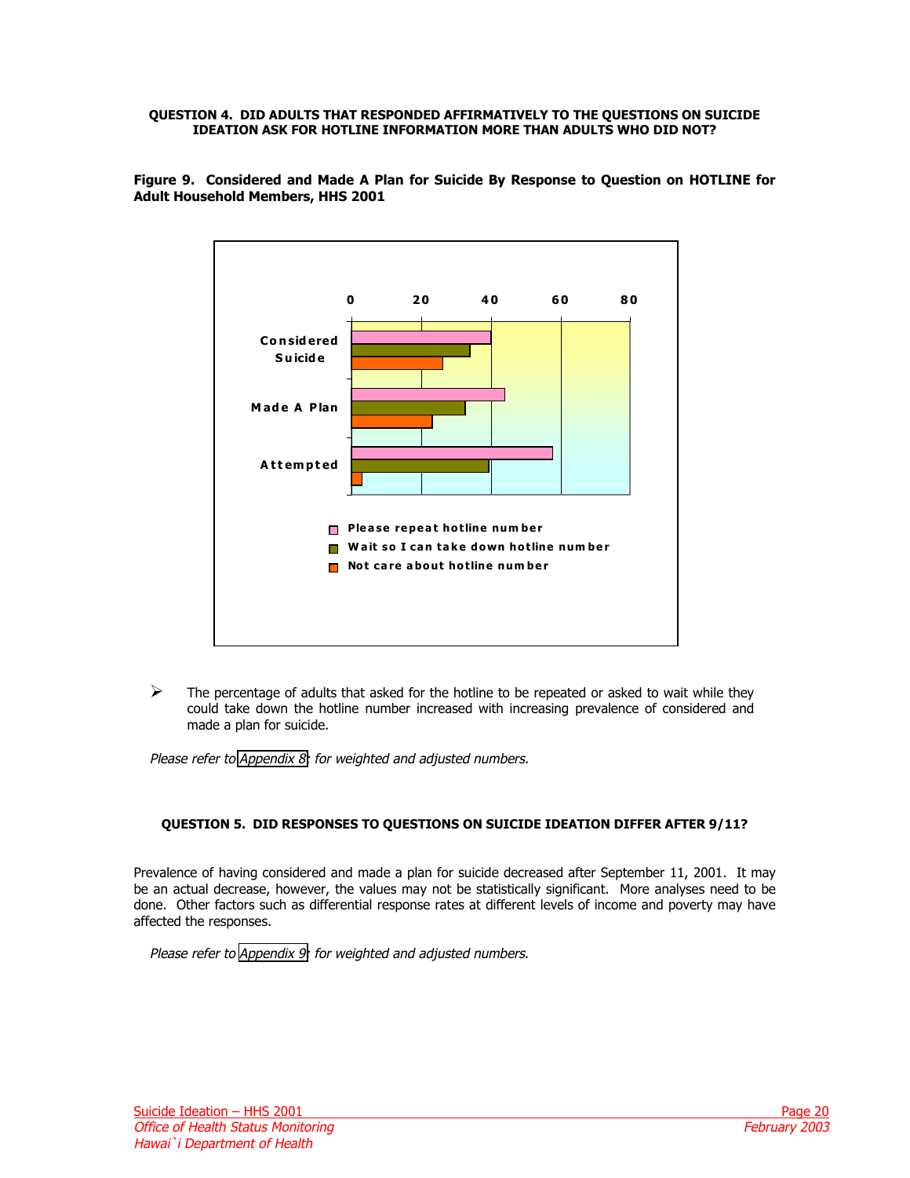#### QUESTION 4. DID ADULTS THAT RESPONDED AFFIRMATIVELY TO THE QUESTIONS ON SUICIDE IDEATION ASK FOR HOTLINE INFORMATION MORE THAN ADULTS WHO DID NOT?

**Figure 9. Considered and Made A Plan for Suicide By Response to Question on HOTLINE for Adult Household Members, HHS 2001**

- The percentage of adults that asked for the hotline to be repeated or asked to wait while they could take down the hotline number increased with increasing prevalence of considered and made a plan for suicide.

*Please refer to Appendix 8 for weighted and adjusted numbers.*

#### QUESTION 5. DID RESPONSES TO QUESTIONS ON SUICIDE IDEATION DIFFER AFTER 9/11?

Prevalence of having considered and made a plan for suicide decreased after September 11, 2001. It may be an actual decrease, however, the values may not be statistically significant. More analyses need to be done. Other factors such as differential response rates at different levels of income and poverty may have affected the responses.

*Please refer to Appendix 9 for weighted and adjusted numbers.*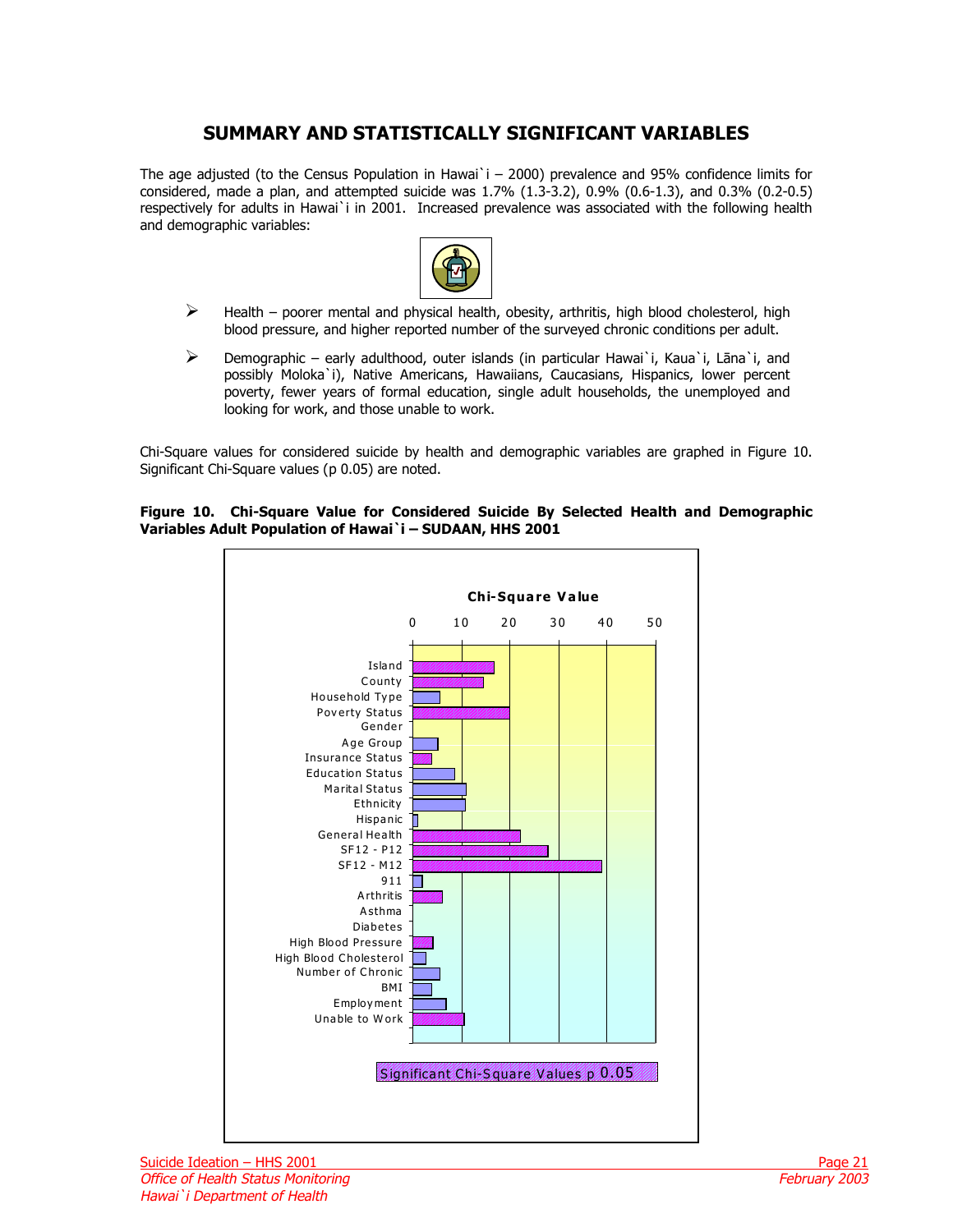## SUMMARY AND STATISTICALLY SIGNIFICANT VARIABLES

The age adjusted (to the Census Population in Hawai`i – 2000) prevalence and 95% confidence limits for considered, made a plan, and attempted suicide was 1.7% (1.3-3.2), 0.9% (0.6-1.3), and 0.3% (0.2-0.5) respectively for adults in Hawai`i in 2001. Increased prevalence was associated with the following health and demographic variables:

- Health – poorer mental and physical health, obesity, arthritis, high blood cholesterol, high blood pressure, and higher reported number of the surveyed chronic conditions per adult.
- Demographic – early adulthood, outer islands (in particular Hawai`i, Kaua`i, Lāna`i, and possibly Moloka`i), Native Americans, Hawaiians, Caucasians, Hispanics, lower percent poverty, fewer years of formal education, single adult households, the unemployed and looking for work, and those unable to work.

Chi-Square values for considered suicide by health and demographic variables are graphed in Figure 10. Significant Chi-Square values (p 0.05) are noted.

**Figure 10. Chi-Square Value for Considered Suicide By Selected Health and Demographic Variables Adult Population of Hawai`i – SUDAAN, HHS 2001**

Chi-Square Value

0 10 20 30 40 50

Island
County
Household Type
Poverty Status
Gender
Age Group
Insurance Status
Education Status
Marital Status
Ethnicity
Hispanic
General Health
SF12 - P12
SF12 - M12
911
Arthritis
Asthma
Diabetes
High Blood Pressure
High Blood Cholesterol
Number of Chronic
BMI
Employment
Unable to Work

Significant Chi-Square Values p 0.05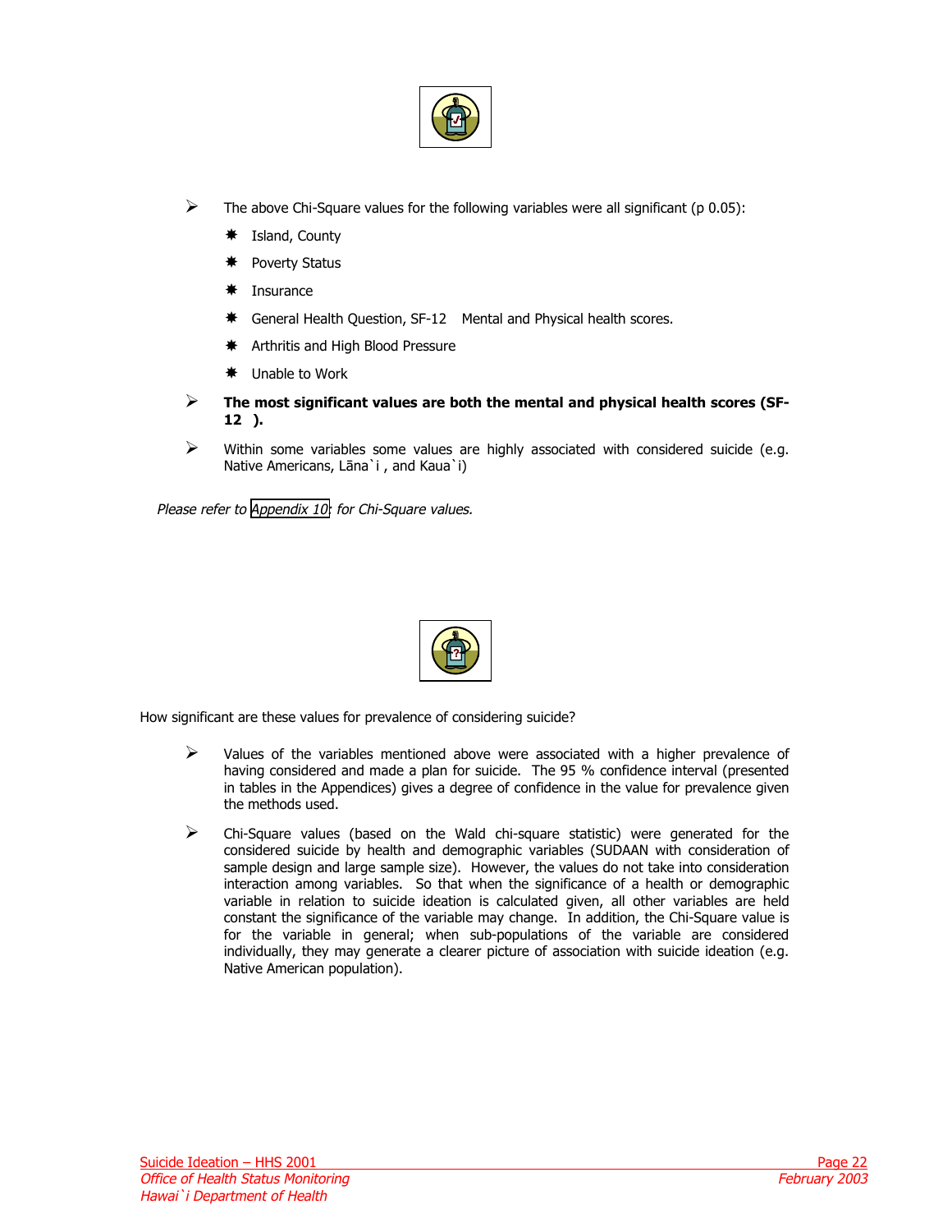- The above Chi-Square values for the following variables were all significant (p 0.05):
  - Island, County
  - Poverty Status
  - Insurance
  - General Health Question, SF-12   Mental and Physical health scores.
  - Arthritis and High Blood Pressure
  - Unable to Work
- **The most significant values are both the mental and physical health scores (SF-12  ).**
- Within some variables some values are highly associated with considered suicide (e.g. Native Americans, Lāna`i , and Kaua`i)

*Please refer to Appendix 10 for Chi-Square values.*

How significant are these values for prevalence of considering suicide?

- Values of the variables mentioned above were associated with a higher prevalence of having considered and made a plan for suicide. The 95 % confidence interval (presented in tables in the Appendices) gives a degree of confidence in the value for prevalence given the methods used.
- Chi-Square values (based on the Wald chi-square statistic) were generated for the considered suicide by health and demographic variables (SUDAAN with consideration of sample design and large sample size). However, the values do not take into consideration interaction among variables. So that when the significance of a health or demographic variable in relation to suicide ideation is calculated given, all other variables are held constant the significance of the variable may change. In addition, the Chi-Square value is for the variable in general; when sub-populations of the variable are considered individually, they may generate a clearer picture of association with suicide ideation (e.g. Native American population).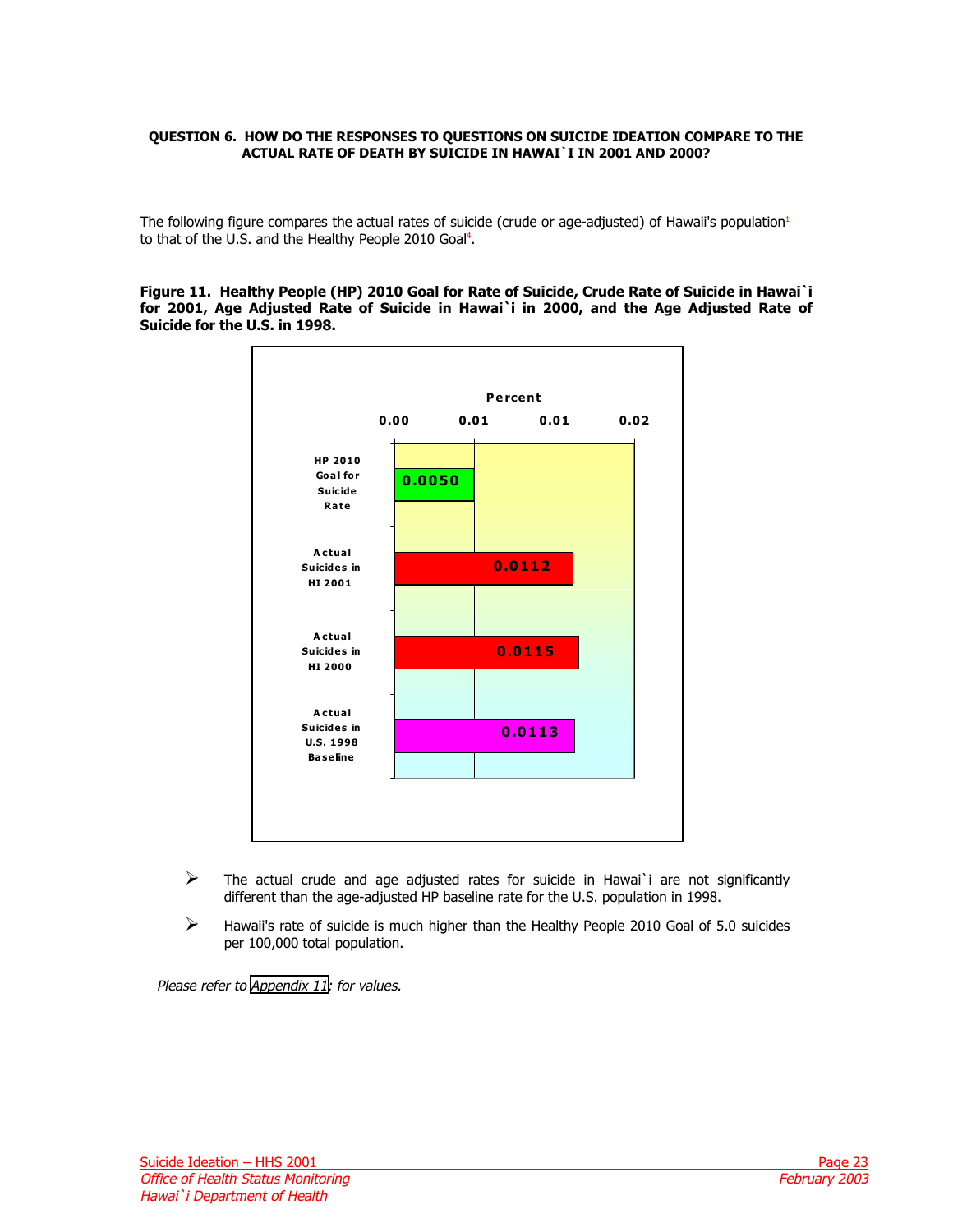**QUESTION 6. HOW DO THE RESPONSES TO QUESTIONS ON SUICIDE IDEATION COMPARE TO THE ACTUAL RATE OF DEATH BY SUICIDE IN HAWAI`I IN 2001 AND 2000?**

The following figure compares the actual rates of suicide (crude or age-adjusted) of Hawaii's population[1] to that of the U.S. and the Healthy People 2010 Goal[4].

**Figure 11. Healthy People (HP) 2010 Goal for Rate of Suicide, Crude Rate of Suicide in Hawai`i for 2001, Age Adjusted Rate of Suicide in Hawai`i in 2000, and the Age Adjusted Rate of Suicide for the U.S. in 1998.**

| | Percent |
|---|---|
| HP 2010 Goal for Suicide Rate | 0.0050 |
| Actual Suicides in HI 2001 | 0.0112 |
| Actual Suicides in HI 2000 | 0.0115 |
| Actual Suicides in U.S. 1998 Baseline | 0.0113 |

- The actual crude and age adjusted rates for suicide in Hawai`i are not significantly different than the age-adjusted HP baseline rate for the U.S. population in 1998.
- Hawaii's rate of suicide is much higher than the Healthy People 2010 Goal of 5.0 suicides per 100,000 total population.

*Please refer to Appendix 11: for values.*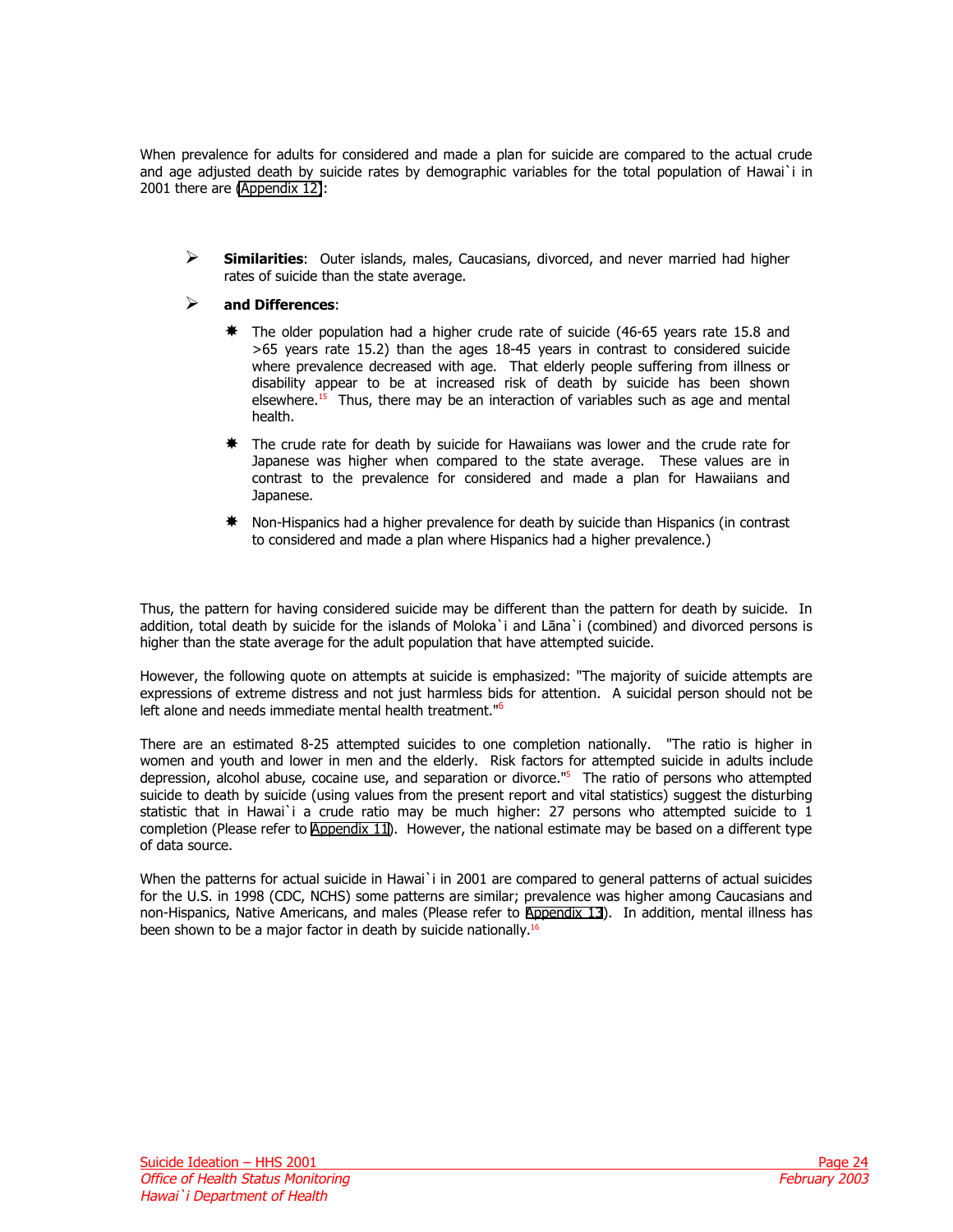When prevalence for adults for considered and made a plan for suicide are compared to the actual crude and age adjusted death by suicide rates by demographic variables for the total population of Hawai`i in 2001 there are (Appendix 12):

- **Similarities**: Outer islands, males, Caucasians, divorced, and never married had higher rates of suicide than the state average.
- **and Differences**:
  - The older population had a higher crude rate of suicide (46-65 years rate 15.8 and >65 years rate 15.2) than the ages 18-45 years in contrast to considered suicide where prevalence decreased with age. That elderly people suffering from illness or disability appear to be at increased risk of death by suicide has been shown elsewhere.[15] Thus, there may be an interaction of variables such as age and mental health.
  - The crude rate for death by suicide for Hawaiians was lower and the crude rate for Japanese was higher when compared to the state average. These values are in contrast to the prevalence for considered and made a plan for Hawaiians and Japanese.
  - Non-Hispanics had a higher prevalence for death by suicide than Hispanics (in contrast to considered and made a plan where Hispanics had a higher prevalence.)

Thus, the pattern for having considered suicide may be different than the pattern for death by suicide. In addition, total death by suicide for the islands of Moloka`i and Lāna`i (combined) and divorced persons is higher than the state average for the adult population that have attempted suicide.

However, the following quote on attempts at suicide is emphasized: "The majority of suicide attempts are expressions of extreme distress and not just harmless bids for attention. A suicidal person should not be left alone and needs immediate mental health treatment."[6]

There are an estimated 8-25 attempted suicides to one completion nationally. "The ratio is higher in women and youth and lower in men and the elderly. Risk factors for attempted suicide in adults include depression, alcohol abuse, cocaine use, and separation or divorce."[5] The ratio of persons who attempted suicide to death by suicide (using values from the present report and vital statistics) suggest the disturbing statistic that in Hawai`i a crude ratio may be much higher: 27 persons who attempted suicide to 1 completion (Please refer to Appendix 11). However, the national estimate may be based on a different type of data source.

When the patterns for actual suicide in Hawai`i in 2001 are compared to general patterns of actual suicides for the U.S. in 1998 (CDC, NCHS) some patterns are similar; prevalence was higher among Caucasians and non-Hispanics, Native Americans, and males (Please refer to Appendix 13). In addition, mental illness has been shown to be a major factor in death by suicide nationally.[16]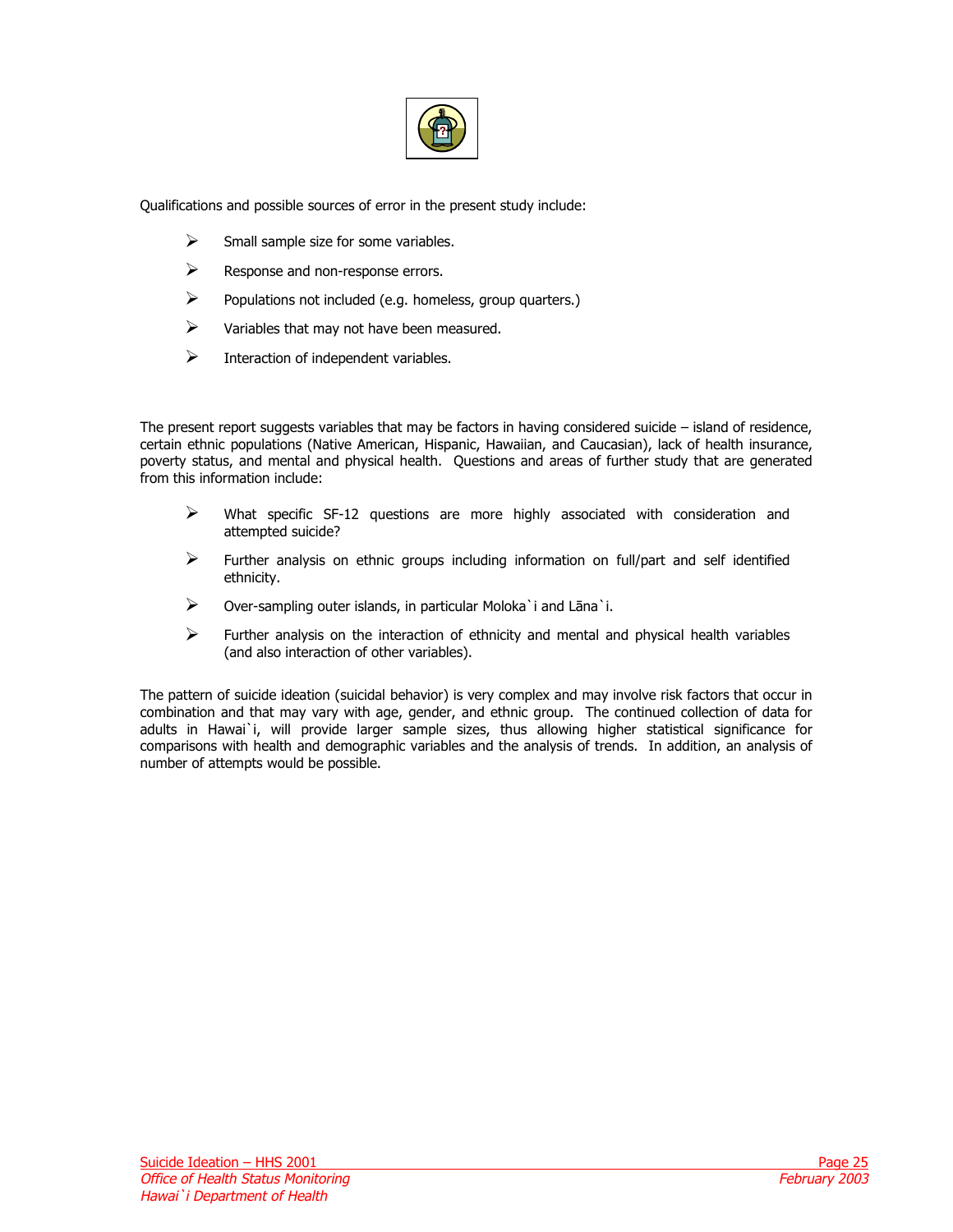Qualifications and possible sources of error in the present study include:

- Small sample size for some variables.
- Response and non-response errors.
- Populations not included (e.g. homeless, group quarters.)
- Variables that may not have been measured.
- Interaction of independent variables.

The present report suggests variables that may be factors in having considered suicide – island of residence, certain ethnic populations (Native American, Hispanic, Hawaiian, and Caucasian), lack of health insurance, poverty status, and mental and physical health. Questions and areas of further study that are generated from this information include:

- What specific SF-12 questions are more highly associated with consideration and attempted suicide?
- Further analysis on ethnic groups including information on full/part and self identified ethnicity.
- Over-sampling outer islands, in particular Moloka`i and Lāna`i.
- Further analysis on the interaction of ethnicity and mental and physical health variables (and also interaction of other variables).

The pattern of suicide ideation (suicidal behavior) is very complex and may involve risk factors that occur in combination and that may vary with age, gender, and ethnic group. The continued collection of data for adults in Hawai`i, will provide larger sample sizes, thus allowing higher statistical significance for comparisons with health and demographic variables and the analysis of trends. In addition, an analysis of number of attempts would be possible.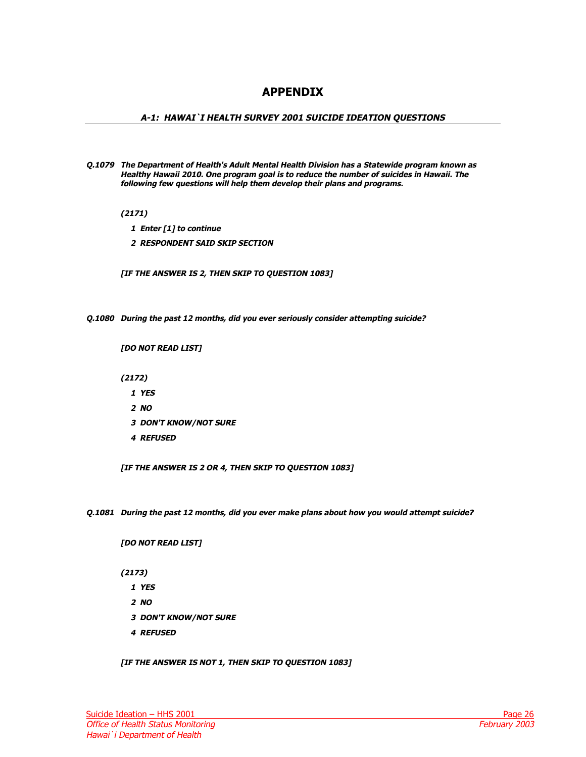# APPENDIX

## *A-1: HAWAI`I HEALTH SURVEY 2001 SUICIDE IDEATION QUESTIONS*

***Q.1079 The Department of Health's Adult Mental Health Division has a Statewide program known as Healthy Hawaii 2010. One program goal is to reduce the number of suicides in Hawaii. The following few questions will help them develop their plans and programs.***

***(2171)***

***1 Enter [1] to continue***

***2 RESPONDENT SAID SKIP SECTION***

***[IF THE ANSWER IS 2, THEN SKIP TO QUESTION 1083]***

***Q.1080 During the past 12 months, did you ever seriously consider attempting suicide?***

***[DO NOT READ LIST]***

***(2172)***

***1 YES***

***2 NO***

***3 DON'T KNOW/NOT SURE***

***4 REFUSED***

***[IF THE ANSWER IS 2 OR 4, THEN SKIP TO QUESTION 1083]***

***Q.1081 During the past 12 months, did you ever make plans about how you would attempt suicide?***

***[DO NOT READ LIST]***

***(2173)***

***1 YES***

***2 NO***

***3 DON'T KNOW/NOT SURE***

***4 REFUSED***

***[IF THE ANSWER IS NOT 1, THEN SKIP TO QUESTION 1083]***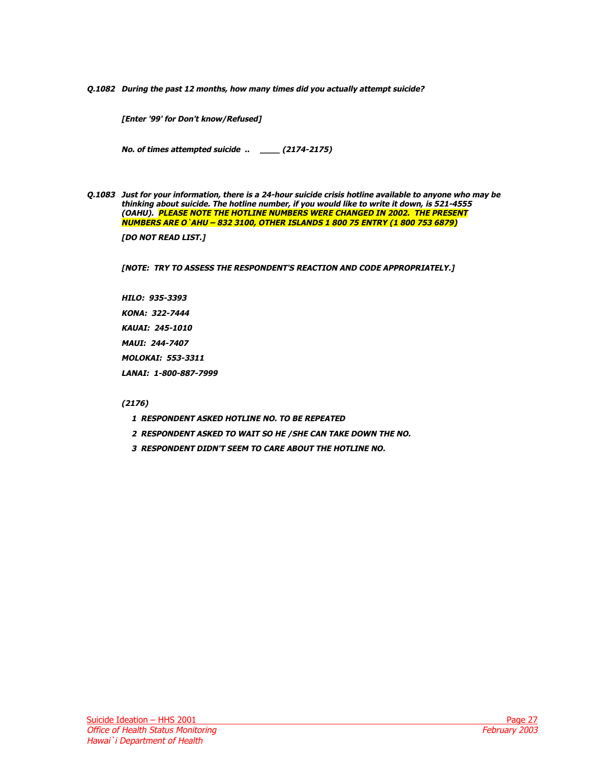***Q.1082 During the past 12 months, how many times did you actually attempt suicide?***

***[Enter '99' for Don't know/Refused]***

***No. of times attempted suicide .. ____ (2174-2175)***

***Q.1083 Just for your information, there is a 24-hour suicide crisis hotline available to anyone who may be thinking about suicide. The hotline number, if you would like to write it down, is 521-4555 (OAHU). PLEASE NOTE THE HOTLINE NUMBERS WERE CHANGED IN 2002. THE PRESENT NUMBERS ARE O`AHU – 832 3100, OTHER ISLANDS 1 800 75 ENTRY (1 800 753 6879)***

***[DO NOT READ LIST.]***

***[NOTE: TRY TO ASSESS THE RESPONDENT'S REACTION AND CODE APPROPRIATELY.]***

***HILO: 935-3393***

***KONA: 322-7444***

***KAUAI: 245-1010***

***MAUI: 244-7407***

***MOLOKAI: 553-3311***

***LANAI: 1-800-887-7999***

***(2176)***

***1 RESPONDENT ASKED HOTLINE NO. TO BE REPEATED***

***2 RESPONDENT ASKED TO WAIT SO HE /SHE CAN TAKE DOWN THE NO.***

***3 RESPONDENT DIDN'T SEEM TO CARE ABOUT THE HOTLINE NO.***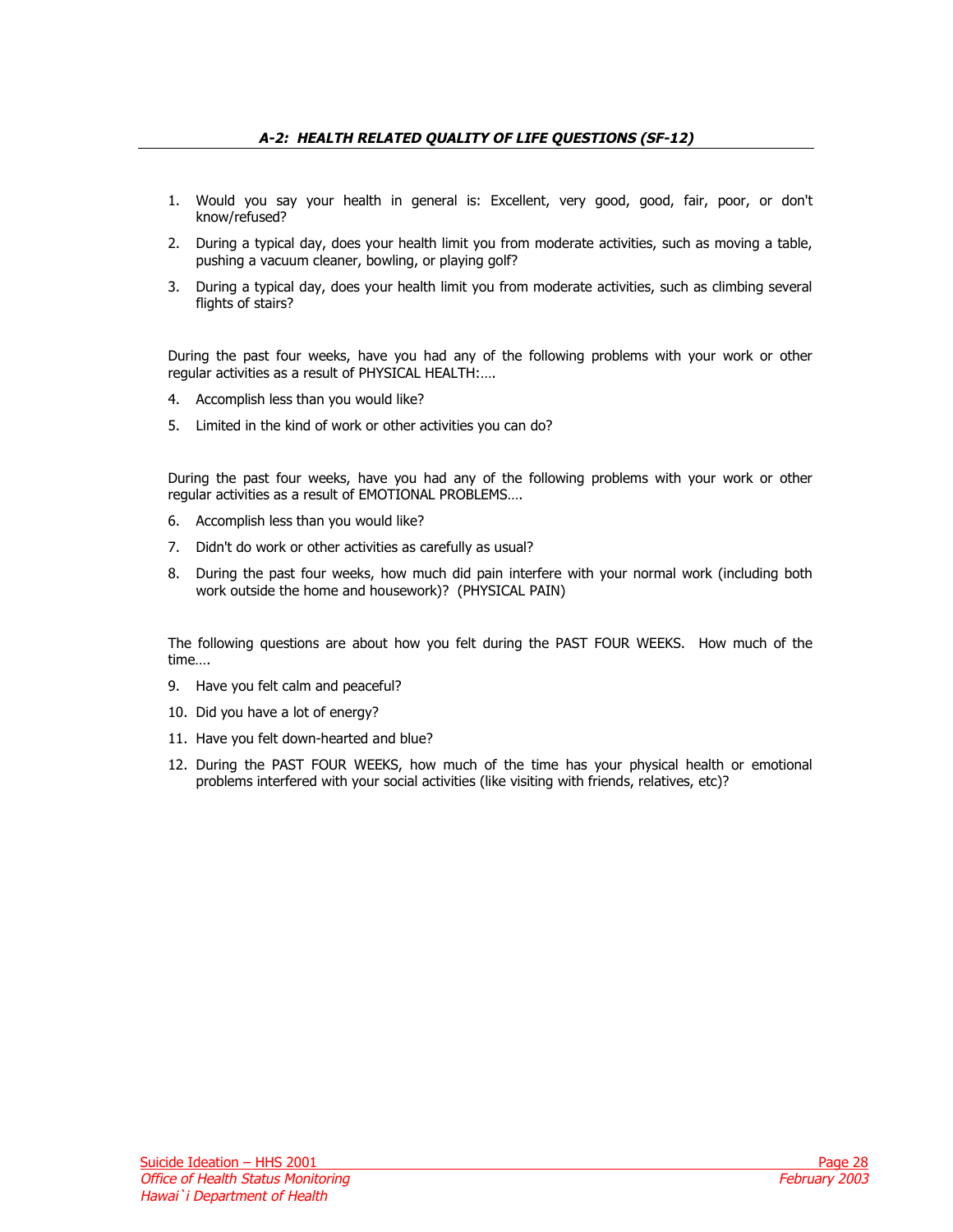## *A-2: HEALTH RELATED QUALITY OF LIFE QUESTIONS (SF-12)*

1. Would you say your health in general is: Excellent, very good, good, fair, poor, or don't know/refused?
2. During a typical day, does your health limit you from moderate activities, such as moving a table, pushing a vacuum cleaner, bowling, or playing golf?
3. During a typical day, does your health limit you from moderate activities, such as climbing several flights of stairs?

During the past four weeks, have you had any of the following problems with your work or other regular activities as a result of PHYSICAL HEALTH:….

4. Accomplish less than you would like?
5. Limited in the kind of work or other activities you can do?

During the past four weeks, have you had any of the following problems with your work or other regular activities as a result of EMOTIONAL PROBLEMS….

6. Accomplish less than you would like?
7. Didn't do work or other activities as carefully as usual?
8. During the past four weeks, how much did pain interfere with your normal work (including both work outside the home and housework)? (PHYSICAL PAIN)

The following questions are about how you felt during the PAST FOUR WEEKS. How much of the time….

9. Have you felt calm and peaceful?
10. Did you have a lot of energy?
11. Have you felt down-hearted and blue?
12. During the PAST FOUR WEEKS, how much of the time has your physical health or emotional problems interfered with your social activities (like visiting with friends, relatives, etc)?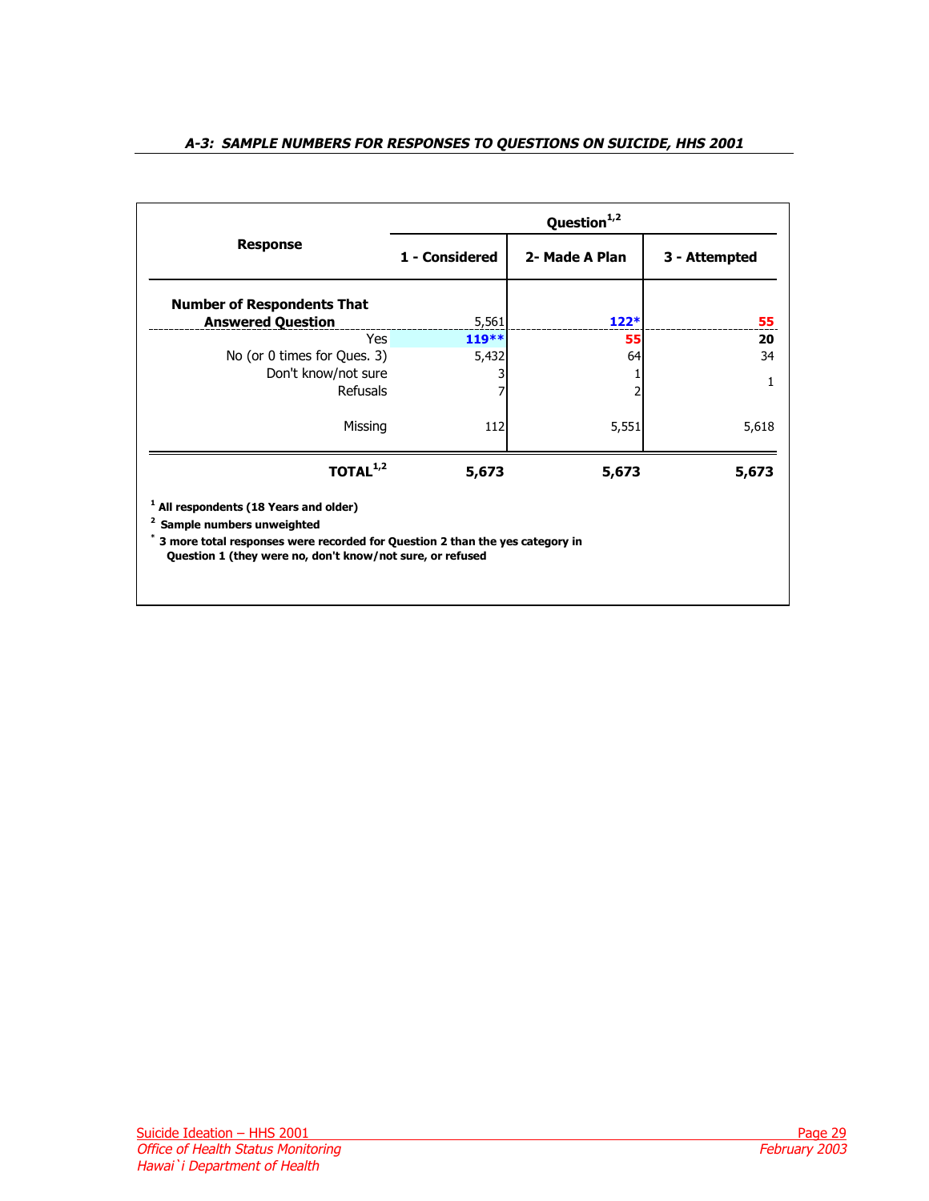### A-3: SAMPLE NUMBERS FOR RESPONSES TO QUESTIONS ON SUICIDE, HHS 2001

| Response | Question[1,2] | | |
|---|---|---|---|
| | **1 - Considered** | **2- Made A Plan** | **3 - Attempted** |
| **Number of Respondents That Answered Question** | 5,561 | **122*** | **55** |
| Yes | **119**** | **55** | **20** |
| No (or 0 times for Ques. 3) | 5,432 | 64 | 34 |
| Don't know/not sure | 3 | 1 | 1 |
| Refusals | 7 | 2 | |
| Missing | 112 | 5,551 | 5,618 |
| **TOTAL[1,2]** | **5,673** | **5,673** | **5,673** |

[1] **All respondents (18 Years and older)**

[2] **Sample numbers unweighted**

\* **3 more total responses were recorded for Question 2 than the yes category in Question 1 (they were no, don't know/not sure, or refused**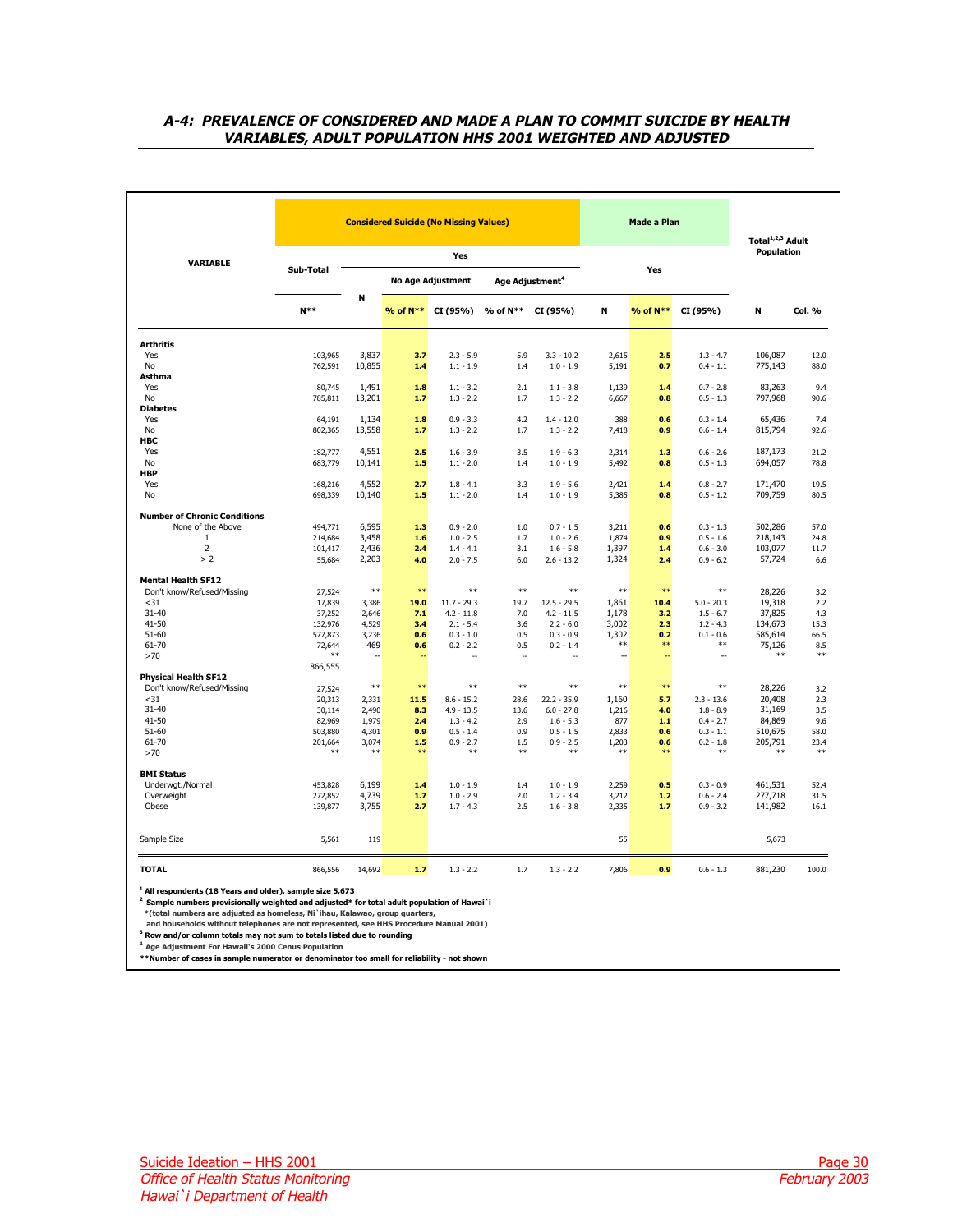## A-4: PREVALENCE OF CONSIDERED AND MADE A PLAN TO COMMIT SUICIDE BY HEALTH VARIABLES, ADULT POPULATION HHS 2001 WEIGHTED AND ADJUSTED

| VARIABLE | Considered Suicide (No Missing Values) | | | | | | Made a Plan | | | Total[1,2,3] Adult Population | |
|---|---|---|---|---|---|---|---|---|---|---|---|
| | Sub-Total | Yes | | | | | Yes | | | | |
| | | N | No Age Adjustment | | Age Adjustment[4] | | | | | | |
| | N** | | % of N** | CI (95%) | % of N** | CI (95%) | N | % of N** | CI (95%) | N | Col. % |
| **Arthritis** | | | | | | | | | | | |
| Yes | 103,965 | 3,837 | **3.7** | 2.3 - 5.9 | 5.9 | 3.3 - 10.2 | 2,615 | **2.5** | 1.3 - 4.7 | 106,087 | 12.0 |
| No | 762,591 | 10,855 | **1.4** | 1.1 - 1.9 | 1.4 | 1.0 - 1.9 | 5,191 | **0.7** | 0.4 - 1.1 | 775,143 | 88.0 |
| **Asthma** | | | | | | | | | | | |
| Yes | 80,745 | 1,491 | **1.8** | 1.1 - 3.2 | 2.1 | 1.1 - 3.8 | 1,139 | **1.4** | 0.7 - 2.8 | 83,263 | 9.4 |
| No | 785,811 | 13,201 | **1.7** | 1.3 - 2.2 | 1.7 | 1.3 - 2.2 | 6,667 | **0.8** | 0.5 - 1.3 | 797,968 | 90.6 |
| **Diabetes** | | | | | | | | | | | |
| Yes | 64,191 | 1,134 | **1.8** | 0.9 - 3.3 | 4.2 | 1.4 - 12.0 | 388 | **0.6** | 0.3 - 1.4 | 65,436 | 7.4 |
| No | 802,365 | 13,558 | **1.7** | 1.3 - 2.2 | 1.7 | 1.3 - 2.2 | 7,418 | **0.9** | 0.6 - 1.4 | 815,794 | 92.6 |
| **HBC** | | | | | | | | | | | |
| Yes | 182,777 | 4,551 | **2.5** | 1.6 - 3.9 | 3.5 | 1.9 - 6.3 | 2,314 | **1.3** | 0.6 - 2.6 | 187,173 | 21.2 |
| No | 683,779 | 10,141 | **1.5** | 1.1 - 2.0 | 1.4 | 1.0 - 1.9 | 5,492 | **0.8** | 0.5 - 1.3 | 694,057 | 78.8 |
| **HBP** | | | | | | | | | | | |
| Yes | 168,216 | 4,552 | **2.7** | 1.8 - 4.1 | 3.3 | 1.9 - 5.6 | 2,421 | **1.4** | 0.8 - 2.7 | 171,470 | 19.5 |
| No | 698,339 | 10,140 | **1.5** | 1.1 - 2.0 | 1.4 | 1.0 - 1.9 | 5,385 | **0.8** | 0.5 - 1.2 | 709,759 | 80.5 |
| **Number of Chronic Conditions** | | | | | | | | | | | |
| None of the Above | 494,771 | 6,595 | **1.3** | 0.9 - 2.0 | 1.0 | 0.7 - 1.5 | 3,211 | **0.6** | 0.3 - 1.3 | 502,286 | 57.0 |
| 1 | 214,684 | 3,458 | **1.6** | 1.0 - 2.5 | 1.7 | 1.0 - 2.6 | 1,874 | **0.9** | 0.5 - 1.6 | 218,143 | 24.8 |
| 2 | 101,417 | 2,436 | **2.4** | 1.4 - 4.1 | 3.1 | 1.6 - 5.8 | 1,397 | **1.4** | 0.6 - 3.0 | 103,077 | 11.7 |
| > 2 | 55,684 | 2,203 | **4.0** | 2.0 - 7.5 | 6.0 | 2.6 - 13.2 | 1,324 | **2.4** | 0.9 - 6.2 | 57,724 | 6.6 |
| **Mental Health SF12** | | | | | | | | | | | |
| Don't know/Refused/Missing | 27,524 | ** | ** | ** | ** | ** | ** | ** | ** | 28,226 | 3.2 |
| <31 | 17,839 | 3,386 | **19.0** | 11.7 - 29.3 | 19.7 | 12.5 - 29.5 | 1,861 | **10.4** | 5.0 - 20.3 | 19,318 | 2.2 |
| 31-40 | 37,252 | 2,646 | **7.1** | 4.2 - 11.8 | 7.0 | 4.2 - 11.5 | 1,178 | **3.2** | 1.5 - 6.7 | 37,825 | 4.3 |
| 41-50 | 132,976 | 4,529 | **3.4** | 2.1 - 5.4 | 3.6 | 2.2 - 6.0 | 3,002 | **2.3** | 1.2 - 4.3 | 134,673 | 15.3 |
| 51-60 | 577,873 | 3,236 | **0.6** | 0.3 - 1.0 | 0.5 | 0.3 - 0.9 | 1,302 | **0.2** | 0.1 - 0.6 | 585,614 | 66.5 |
| 61-70 | 72,644 | 469 | **0.6** | 0.2 - 2.2 | 0.5 | 0.2 - 1.4 | ** | ** | ** | 75,126 | 8.5 |
| >70 | ** | -- | -- | -- | -- | -- | -- | -- | -- | ** | ** |
| | 866,555 | | | | | | | | | | |
| **Physical Health SF12** | | | | | | | | | | | |
| Don't know/Refused/Missing | 27,524 | ** | ** | ** | ** | ** | ** | ** | ** | 28,226 | 3.2 |
| <31 | 20,313 | 2,331 | **11.5** | 8.6 - 15.2 | 28.6 | 22.2 - 35.9 | 1,160 | **5.7** | 2.3 - 13.6 | 20,408 | 2.3 |
| 31-40 | 30,114 | 2,490 | **8.3** | 4.9 - 13.5 | 13.6 | 6.0 - 27.8 | 1,216 | **4.0** | 1.8 - 8.9 | 31,169 | 3.5 |
| 41-50 | 82,969 | 1,979 | **2.4** | 1.3 - 4.2 | 2.9 | 1.6 - 5.3 | 877 | **1.1** | 0.4 - 2.7 | 84,869 | 9.6 |
| 51-60 | 503,880 | 4,301 | **0.9** | 0.5 - 1.4 | 0.9 | 0.5 - 1.5 | 2,833 | **0.6** | 0.3 - 1.1 | 510,675 | 58.0 |
| 61-70 | 201,664 | 3,074 | **1.5** | 0.9 - 2.7 | 1.5 | 0.9 - 2.5 | 1,203 | **0.6** | 0.2 - 1.8 | 205,791 | 23.4 |
| >70 | ** | ** | ** | ** | ** | ** | ** | ** | ** | ** | ** |
| **BMI Status** | | | | | | | | | | | |
| Underwgt./Normal | 453,828 | 6,199 | **1.4** | 1.0 - 1.9 | 1.4 | 1.0 - 1.9 | 2,259 | **0.5** | 0.3 - 0.9 | 461,531 | 52.4 |
| Overweight | 272,852 | 4,739 | **1.7** | 1.0 - 2.9 | 2.0 | 1.2 - 3.4 | 3,212 | **1.2** | 0.6 - 2.4 | 277,718 | 31.5 |
| Obese | 139,877 | 3,755 | **2.7** | 1.7 - 4.3 | 2.5 | 1.6 - 3.8 | 2,335 | **1.7** | 0.9 - 3.2 | 141,982 | 16.1 |
| Sample Size | 5,561 | 119 | | | | | 55 | | | 5,673 | |
| **TOTAL** | 866,556 | 14,692 | **1.7** | 1.3 - 2.2 | 1.7 | 1.3 - 2.2 | 7,806 | **0.9** | 0.6 - 1.3 | 881,230 | 100.0 |

[1] All respondents (18 Years and older), sample size 5,673

[2] Sample numbers provisionally weighted and adjusted* for total adult population of Hawai`i
*(total numbers are adjusted as homeless, Ni`ihau, Kalawao, group quarters, and households without telephones are not represented, see HHS Procedure Manual 2001)

[3] Row and/or column totals may not sum to totals listed due to rounding

[4] Age Adjustment For Hawaii's 2000 Census Population

**Number of cases in sample numerator or denominator too small for reliability - not shown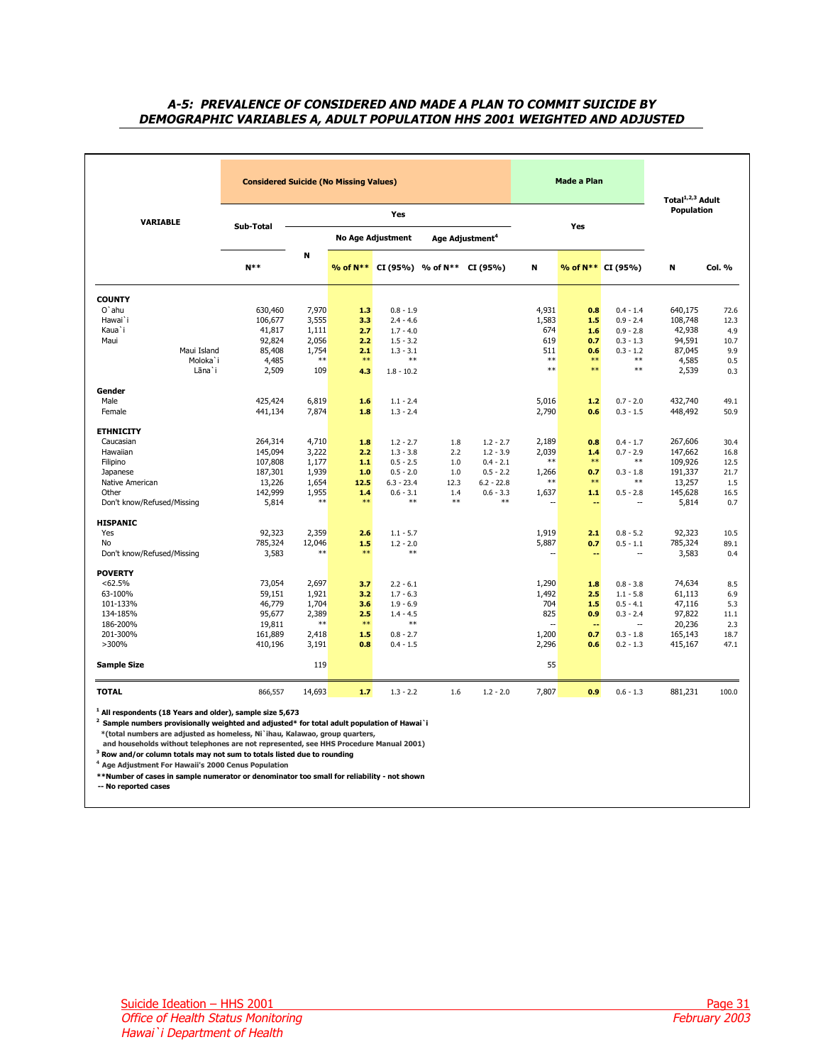## *A-5: PREVALENCE OF CONSIDERED AND MADE A PLAN TO COMMIT SUICIDE BY DEMOGRAPHIC VARIABLES A, ADULT POPULATION HHS 2001 WEIGHTED AND ADJUSTED*

| VARIABLE | Considered Suicide (No Missing Values) | | | | | | Made a Plan | | | Total[1,2,3] Adult Population | |
|---|---|---|---|---|---|---|---|---|---|---|---|
| | Sub-Total | Yes | | | | | Yes | | | | |
| | | | No Age Adjustment | | Age Adjustment[4] | | | | | | |
| | N** | N | % of N** | CI (95%) | % of N** | CI (95%) | N | % of N** | CI (95%) | N | Col. % |
| **COUNTY** | | | | | | | | | | | |
| O`ahu | 630,460 | 7,970 | **1.3** | 0.8 - 1.9 | | | 4,931 | **0.8** | 0.4 - 1.4 | 640,175 | 72.6 |
| Hawai`i | 106,677 | 3,555 | **3.3** | 2.4 - 4.6 | | | 1,583 | **1.5** | 0.9 - 2.4 | 108,748 | 12.3 |
| Kaua`i | 41,817 | 1,111 | **2.7** | 1.7 - 4.0 | | | 674 | **1.6** | 0.9 - 2.8 | 42,938 | 4.9 |
| Maui | 92,824 | 2,056 | **2.2** | 1.5 - 3.2 | | | 619 | **0.7** | 0.3 - 1.3 | 94,591 | 10.7 |
| Maui Island | 85,408 | 1,754 | **2.1** | 1.3 - 3.1 | | | 511 | **0.6** | 0.3 - 1.2 | 87,045 | 9.9 |
| Moloka`i | 4,485 | ** | ** | ** | | | ** | ** | ** | 4,585 | 0.5 |
| Lāna`i | 2,509 | 109 | **4.3** | 1.8 - 10.2 | | | ** | ** | ** | 2,539 | 0.3 |
| **Gender** | | | | | | | | | | | |
| Male | 425,424 | 6,819 | **1.6** | 1.1 - 2.4 | | | 5,016 | **1.2** | 0.7 - 2.0 | 432,740 | 49.1 |
| Female | 441,134 | 7,874 | **1.8** | 1.3 - 2.4 | | | 2,790 | **0.6** | 0.3 - 1.5 | 448,492 | 50.9 |
| **ETHNICITY** | | | | | | | | | | | |
| Caucasian | 264,314 | 4,710 | **1.8** | 1.2 - 2.7 | 1.8 | 1.2 - 2.7 | 2,189 | **0.8** | 0.4 - 1.7 | 267,606 | 30.4 |
| Hawaiian | 145,094 | 3,222 | **2.2** | 1.3 - 3.8 | 2.2 | 1.2 - 3.9 | 2,039 | **1.4** | 0.7 - 2.9 | 147,662 | 16.8 |
| Filipino | 107,808 | 1,177 | **1.1** | 0.5 - 2.5 | 1.0 | 0.4 - 2.1 | ** | ** | ** | 109,926 | 12.5 |
| Japanese | 187,301 | 1,939 | **1.0** | 0.5 - 2.0 | 1.0 | 0.5 - 2.2 | 1,266 | **0.7** | 0.3 - 1.8 | 191,337 | 21.7 |
| Native American | 13,226 | 1,654 | **12.5** | 6.3 - 23.4 | 12.3 | 6.2 - 22.8 | ** | ** | ** | 13,257 | 1.5 |
| Other | 142,999 | 1,955 | **1.4** | 0.6 - 3.1 | 1.4 | 0.6 - 3.3 | 1,637 | **1.1** | 0.5 - 2.8 | 145,628 | 16.5 |
| Don't know/Refused/Missing | 5,814 | ** | ** | ** | ** | ** | -- | -- | -- | 5,814 | 0.7 |
| **HISPANIC** | | | | | | | | | | | |
| Yes | 92,323 | 2,359 | **2.6** | 1.1 - 5.7 | | | 1,919 | **2.1** | 0.8 - 5.2 | 92,323 | 10.5 |
| No | 785,324 | 12,046 | **1.5** | 1.2 - 2.0 | | | 5,887 | **0.7** | 0.5 - 1.1 | 785,324 | 89.1 |
| Don't know/Refused/Missing | 3,583 | ** | ** | ** | | | -- | -- | -- | 3,583 | 0.4 |
| **POVERTY** | | | | | | | | | | | |
| <62.5% | 73,054 | 2,697 | **3.7** | 2.2 - 6.1 | | | 1,290 | **1.8** | 0.8 - 3.8 | 74,634 | 8.5 |
| 63-100% | 59,151 | 1,921 | **3.2** | 1.7 - 6.3 | | | 1,492 | **2.5** | 1.1 - 5.8 | 61,113 | 6.9 |
| 101-133% | 46,779 | 1,704 | **3.6** | 1.9 - 6.9 | | | 704 | **1.5** | 0.5 - 4.1 | 47,116 | 5.3 |
| 134-185% | 95,677 | 2,389 | **2.5** | 1.4 - 4.5 | | | 825 | **0.9** | 0.3 - 2.4 | 97,822 | 11.1 |
| 186-200% | 19,811 | ** | ** | ** | | | -- | -- | -- | 20,236 | 2.3 |
| 201-300% | 161,889 | 2,418 | **1.5** | 0.8 - 2.7 | | | 1,200 | **0.7** | 0.3 - 1.8 | 165,143 | 18.7 |
| >300% | 410,196 | 3,191 | **0.8** | 0.4 - 1.5 | | | 2,296 | **0.6** | 0.2 - 1.3 | 415,167 | 47.1 |
| **Sample Size** | | 119 | | | | | 55 | | | | |
| **TOTAL** | 866,557 | 14,693 | **1.7** | 1.3 - 2.2 | 1.6 | 1.2 - 2.0 | 7,807 | **0.9** | 0.6 - 1.3 | 881,231 | 100.0 |

[1] All respondents (18 Years and older), sample size 5,673
[2] Sample numbers provisionally weighted and adjusted* for total adult population of Hawai`i
*(total numbers are adjusted as homeless, Ni`ihau, Kalawao, group quarters, and households without telephones are not represented, see HHS Procedure Manual 2001)
[3] Row and/or column totals may not sum to totals listed due to rounding
[4] Age Adjustment For Hawaii's 2000 Cenus Population
**Number of cases in sample numerator or denominator too small for reliability - not shown
-- No reported cases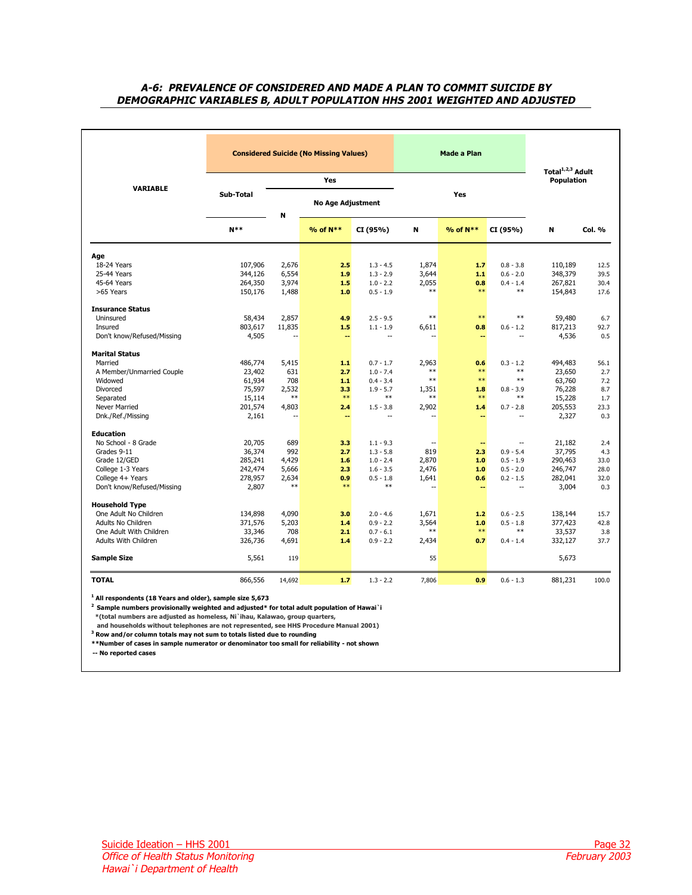## *A-6: PREVALENCE OF CONSIDERED AND MADE A PLAN TO COMMIT SUICIDE BY DEMOGRAPHIC VARIABLES B, ADULT POPULATION HHS 2001 WEIGHTED AND ADJUSTED*

| VARIABLE | Considered Suicide (No Missing Values) | | | | Made a Plan | | | Total[1,2,3] Adult Population | |
|---|---|---|---|---|---|---|---|---|---|
| | Sub-Total | Yes | | | Yes | | | | |
| | | N | No Age Adjustment | | | | | | |
| | N** | | % of N** | CI (95%) | N | % of N** | CI (95%) | N | Col. % |
| **Age** | | | | | | | | | |
| 18-24 Years | 107,906 | 2,676 | **2.5** | 1.3 - 4.5 | 1,874 | **1.7** | 0.8 - 3.8 | 110,189 | 12.5 |
| 25-44 Years | 344,126 | 6,554 | **1.9** | 1.3 - 2.9 | 3,644 | **1.1** | 0.6 - 2.0 | 348,379 | 39.5 |
| 45-64 Years | 264,350 | 3,974 | **1.5** | 1.0 - 2.2 | 2,055 | **0.8** | 0.4 - 1.4 | 267,821 | 30.4 |
| >65 Years | 150,176 | 1,488 | **1.0** | 0.5 - 1.9 | ** | ** | ** | 154,843 | 17.6 |
| **Insurance Status** | | | | | | | | | |
| Uninsured | 58,434 | 2,857 | **4.9** | 2.5 - 9.5 | ** | ** | ** | 59,480 | 6.7 |
| Insured | 803,617 | 11,835 | **1.5** | 1.1 - 1.9 | 6,611 | **0.8** | 0.6 - 1.2 | 817,213 | 92.7 |
| Don't know/Refused/Missing | 4,505 | -- | -- | -- | -- | -- | -- | 4,536 | 0.5 |
| **Marital Status** | | | | | | | | | |
| Married | 486,774 | 5,415 | **1.1** | 0.7 - 1.7 | 2,963 | **0.6** | 0.3 - 1.2 | 494,483 | 56.1 |
| A Member/Unmarried Couple | 23,402 | 631 | **2.7** | 1.0 - 7.4 | ** | ** | ** | 23,650 | 2.7 |
| Widowed | 61,934 | 708 | **1.1** | 0.4 - 3.4 | ** | ** | ** | 63,760 | 7.2 |
| Divorced | 75,597 | 2,532 | **3.3** | 1.9 - 5.7 | 1,351 | **1.8** | 0.8 - 3.9 | 76,228 | 8.7 |
| Separated | 15,114 | ** | ** | ** | ** | ** | ** | 15,228 | 1.7 |
| Never Married | 201,574 | 4,803 | **2.4** | 1.5 - 3.8 | 2,902 | **1.4** | 0.7 - 2.8 | 205,553 | 23.3 |
| Dnk./Ref./Missing | 2,161 | -- | -- | -- | -- | -- | -- | 2,327 | 0.3 |
| **Education** | | | | | | | | | |
| No School - 8 Grade | 20,705 | 689 | **3.3** | 1.1 - 9.3 | -- | -- | -- | 21,182 | 2.4 |
| Grades 9-11 | 36,374 | 992 | **2.7** | 1.3 - 5.8 | 819 | **2.3** | 0.9 - 5.4 | 37,795 | 4.3 |
| Grade 12/GED | 285,241 | 4,429 | **1.6** | 1.0 - 2.4 | 2,870 | **1.0** | 0.5 - 1.9 | 290,463 | 33.0 |
| College 1-3 Years | 242,474 | 5,666 | **2.3** | 1.6 - 3.5 | 2,476 | **1.0** | 0.5 - 2.0 | 246,747 | 28.0 |
| College 4+ Years | 278,957 | 2,634 | **0.9** | 0.5 - 1.8 | 1,641 | **0.6** | 0.2 - 1.5 | 282,041 | 32.0 |
| Don't know/Refused/Missing | 2,807 | ** | ** | ** | -- | -- | -- | 3,004 | 0.3 |
| **Household Type** | | | | | | | | | |
| One Adult No Children | 134,898 | 4,090 | **3.0** | 2.0 - 4.6 | 1,671 | **1.2** | 0.6 - 2.5 | 138,144 | 15.7 |
| Adults No Children | 371,576 | 5,203 | **1.4** | 0.9 - 2.2 | 3,564 | **1.0** | 0.5 - 1.8 | 377,423 | 42.8 |
| One Adult With Children | 33,346 | 708 | **2.1** | 0.7 - 6.1 | ** | ** | ** | 33,537 | 3.8 |
| Adults With Children | 326,736 | 4,691 | **1.4** | 0.9 - 2.2 | 2,434 | **0.7** | 0.4 - 1.4 | 332,127 | 37.7 |
| **Sample Size** | 5,561 | 119 | | | 55 | | | 5,673 | |
| **TOTAL** | 866,556 | 14,692 | **1.7** | 1.3 - 2.2 | 7,806 | **0.9** | 0.6 - 1.3 | 881,231 | 100.0 |

[1] All respondents (18 Years and older), sample size 5,673

[2] Sample numbers provisionally weighted and adjusted* for total adult population of Hawai`i
*(total numbers are adjusted as homeless, Ni`ihau, Kalawao, group quarters, and households without telephones are not represented, see HHS Procedure Manual 2001)

[3] Row and/or column totals may not sum to totals listed due to rounding

**Number of cases in sample numerator or denominator too small for reliability - not shown

-- No reported cases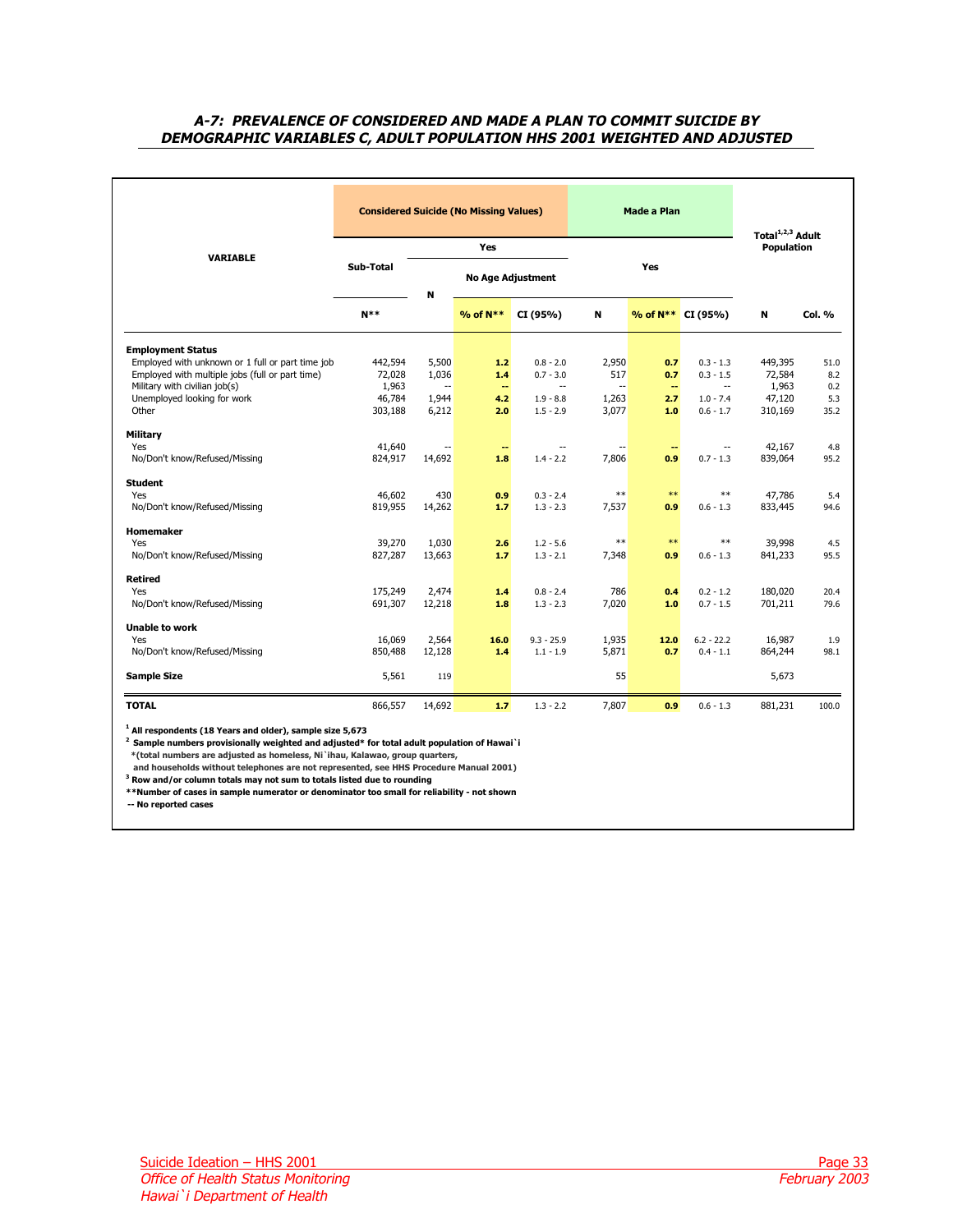### *A-7: PREVALENCE OF CONSIDERED AND MADE A PLAN TO COMMIT SUICIDE BY DEMOGRAPHIC VARIABLES C, ADULT POPULATION HHS 2001 WEIGHTED AND ADJUSTED*

| VARIABLE | Considered Suicide (No Missing Values) | | | | Made a Plan | | | Total[1,2,3] Adult Population | |
|---|---|---|---|---|---|---|---|---|---|
| | Sub-Total | Yes | | | Yes | | | | |
| | | N | No Age Adjustment | | | | | | |
| | N** | | % of N** | CI (95%) | N | % of N** | CI (95%) | N | Col. % |
| **Employment Status** | | | | | | | | | |
| Employed with unknown or 1 full or part time job | 442,594 | 5,500 | **1.2** | 0.8 - 2.0 | 2,950 | **0.7** | 0.3 - 1.3 | 449,395 | 51.0 |
| Employed with multiple jobs (full or part time) | 72,028 | 1,036 | **1.4** | 0.7 - 3.0 | 517 | **0.7** | 0.3 - 1.5 | 72,584 | 8.2 |
| Military with civilian job(s) | 1,963 | -- | -- | -- | -- | -- | -- | 1,963 | 0.2 |
| Unemployed looking for work | 46,784 | 1,944 | **4.2** | 1.9 - 8.8 | 1,263 | **2.7** | 1.0 - 7.4 | 47,120 | 5.3 |
| Other | 303,188 | 6,212 | **2.0** | 1.5 - 2.9 | 3,077 | **1.0** | 0.6 - 1.7 | 310,169 | 35.2 |
| **Military** | | | | | | | | | |
| Yes | 41,640 | -- | -- | -- | -- | -- | -- | 42,167 | 4.8 |
| No/Don't know/Refused/Missing | 824,917 | 14,692 | **1.8** | 1.4 - 2.2 | 7,806 | **0.9** | 0.7 - 1.3 | 839,064 | 95.2 |
| **Student** | | | | | | | | | |
| Yes | 46,602 | 430 | **0.9** | 0.3 - 2.4 | ** | ** | ** | 47,786 | 5.4 |
| No/Don't know/Refused/Missing | 819,955 | 14,262 | **1.7** | 1.3 - 2.3 | 7,537 | **0.9** | 0.6 - 1.3 | 833,445 | 94.6 |
| **Homemaker** | | | | | | | | | |
| Yes | 39,270 | 1,030 | **2.6** | 1.2 - 5.6 | ** | ** | ** | 39,998 | 4.5 |
| No/Don't know/Refused/Missing | 827,287 | 13,663 | **1.7** | 1.3 - 2.1 | 7,348 | **0.9** | 0.6 - 1.3 | 841,233 | 95.5 |
| **Retired** | | | | | | | | | |
| Yes | 175,249 | 2,474 | **1.4** | 0.8 - 2.4 | 786 | **0.4** | 0.2 - 1.2 | 180,020 | 20.4 |
| No/Don't know/Refused/Missing | 691,307 | 12,218 | **1.8** | 1.3 - 2.3 | 7,020 | **1.0** | 0.7 - 1.5 | 701,211 | 79.6 |
| **Unable to work** | | | | | | | | | |
| Yes | 16,069 | 2,564 | **16.0** | 9.3 - 25.9 | 1,935 | **12.0** | 6.2 - 22.2 | 16,987 | 1.9 |
| No/Don't know/Refused/Missing | 850,488 | 12,128 | **1.4** | 1.1 - 1.9 | 5,871 | **0.7** | 0.4 - 1.1 | 864,244 | 98.1 |
| **Sample Size** | 5,561 | 119 | | | 55 | | | 5,673 | |
| **TOTAL** | 866,557 | 14,692 | **1.7** | 1.3 - 2.2 | 7,807 | **0.9** | 0.6 - 1.3 | 881,231 | 100.0 |

**[1] All respondents (18 Years and older), sample size 5,673**
**[2] Sample numbers provisionally weighted and adjusted* for total adult population of Hawai`i**
**\*(total numbers are adjusted as homeless, Ni`ihau, Kalawao, group quarters, and households without telephones are not represented, see HHS Procedure Manual 2001)**
**[3] Row and/or column totals may not sum to totals listed due to rounding**
**\*\*Number of cases in sample numerator or denominator too small for reliability - not shown**
**-- No reported cases**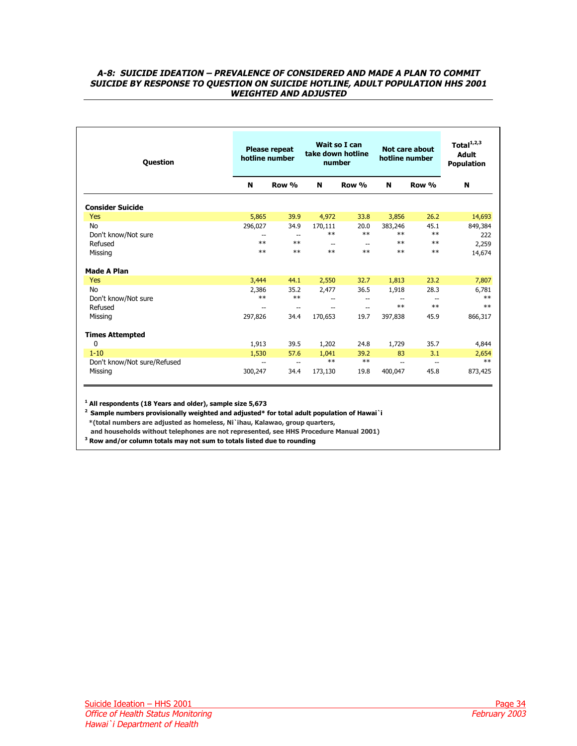### *A-8: SUICIDE IDEATION – PREVALENCE OF CONSIDERED AND MADE A PLAN TO COMMIT SUICIDE BY RESPONSE TO QUESTION ON SUICIDE HOTLINE, ADULT POPULATION HHS 2001 WEIGHTED AND ADJUSTED*

| Question | Please repeat hotline number | | Wait so I can take down hotline number | | Not care about hotline number | | Total[1,2,3] Adult Population |
|---|---|---|---|---|---|---|---|
| | N | Row % | N | Row % | N | Row % | N |
| **Consider Suicide** | | | | | | | |
| Yes | 5,865 | 39.9 | 4,972 | 33.8 | 3,856 | 26.2 | 14,693 |
| No | 296,027 | 34.9 | 170,111 | 20.0 | 383,246 | 45.1 | 849,384 |
| Don't know/Not sure | -- | -- | ** | ** | ** | ** | 222 |
| Refused | ** | ** | -- | -- | ** | ** | 2,259 |
| Missing | ** | ** | ** | ** | ** | ** | 14,674 |
| **Made A Plan** | | | | | | | |
| Yes | 3,444 | 44.1 | 2,550 | 32.7 | 1,813 | 23.2 | 7,807 |
| No | 2,386 | 35.2 | 2,477 | 36.5 | 1,918 | 28.3 | 6,781 |
| Don't know/Not sure | ** | ** | -- | -- | -- | -- | ** |
| Refused | -- | -- | -- | -- | ** | ** | ** |
| Missing | 297,826 | 34.4 | 170,653 | 19.7 | 397,838 | 45.9 | 866,317 |
| **Times Attempted** | | | | | | | |
| 0 | 1,913 | 39.5 | 1,202 | 24.8 | 1,729 | 35.7 | 4,844 |
| 1-10 | 1,530 | 57.6 | 1,041 | 39.2 | 83 | 3.1 | 2,654 |
| Don't know/Not sure/Refused | -- | -- | ** | ** | -- | -- | ** |
| Missing | 300,247 | 34.4 | 173,130 | 19.8 | 400,047 | 45.8 | 873,425 |

[1] **All respondents (18 Years and older), sample size 5,673**

[2] **Sample numbers provisionally weighted and adjusted* for total adult population of Hawai`i**
**\*(total numbers are adjusted as homeless, Ni`ihau, Kalawao, group quarters, and households without telephones are not represented, see HHS Procedure Manual 2001)**

[3] **Row and/or column totals may not sum to totals listed due to rounding**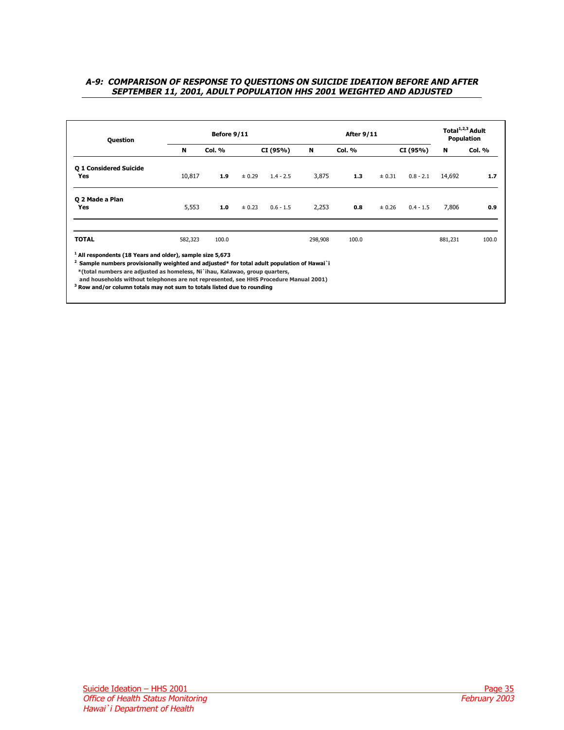### *A-9: COMPARISON OF RESPONSE TO QUESTIONS ON SUICIDE IDEATION BEFORE AND AFTER SEPTEMBER 11, 2001, ADULT POPULATION HHS 2001 WEIGHTED AND ADJUSTED*

| Question | Before 9/11 | | | | After 9/11 | | | | Total[1,2,3] Adult Population | |
|---|---|---|---|---|---|---|---|---|---|---|
| | N | Col. % | | CI (95%) | N | Col. % | | CI (95%) | N | Col. % |
| **Q 1 Considered Suicide** | | | | | | | | | | |
| **Yes** | 10,817 | **1.9** | ± 0.29 | 1.4 - 2.5 | 3,875 | **1.3** | ± 0.31 | 0.8 - 2.1 | 14,692 | **1.7** |
| **Q 2 Made a Plan** | | | | | | | | | | |
| **Yes** | 5,553 | **1.0** | ± 0.23 | 0.6 - 1.5 | 2,253 | **0.8** | ± 0.26 | 0.4 - 1.5 | 7,806 | **0.9** |
| **TOTAL** | 582,323 | 100.0 | | | 298,908 | 100.0 | | | 881,231 | 100.0 |

[1] **All respondents (18 Years and older), sample size 5,673**

[2] **Sample numbers provisionally weighted and adjusted* for total adult population of Hawai`i**
**\*(total numbers are adjusted as homeless, Ni`ihau, Kalawao, group quarters, and households without telephones are not represented, see HHS Procedure Manual 2001)**

[3] **Row and/or column totals may not sum to totals listed due to rounding**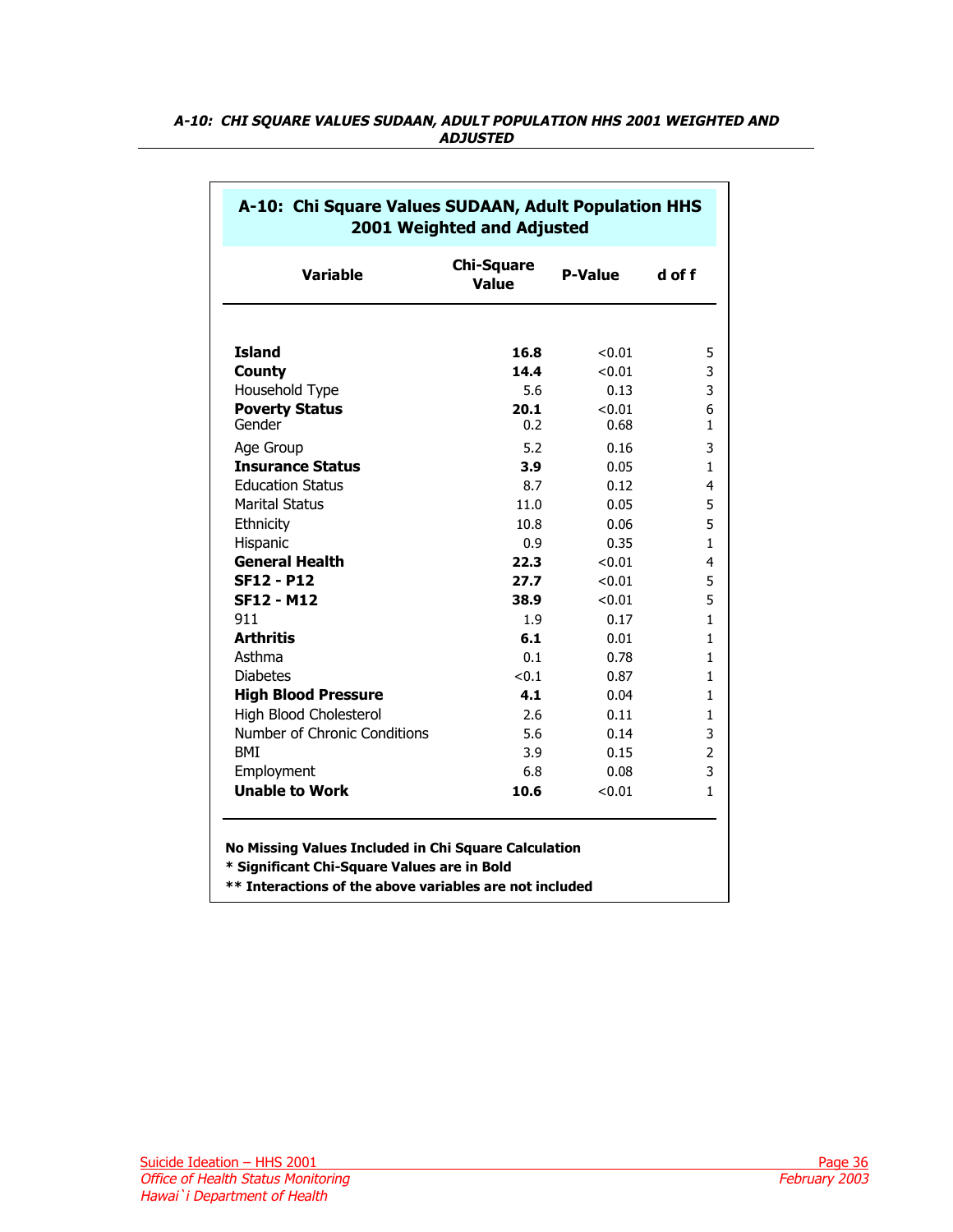### A-10: CHI SQUARE VALUES SUDAAN, ADULT POPULATION HHS 2001 WEIGHTED AND ADJUSTED

**A-10: Chi Square Values SUDAAN, Adult Population HHS 2001 Weighted and Adjusted**

| Variable | Chi-Square Value | P-Value | d of f |
|---|---|---|---|
| **Island** | **16.8** | <0.01 | 5 |
| **County** | **14.4** | <0.01 | 3 |
| Household Type | 5.6 | 0.13 | 3 |
| **Poverty Status** | **20.1** | <0.01 | 6 |
| Gender | 0.2 | 0.68 | 1 |
| Age Group | 5.2 | 0.16 | 3 |
| **Insurance Status** | **3.9** | 0.05 | 1 |
| Education Status | 8.7 | 0.12 | 4 |
| Marital Status | 11.0 | 0.05 | 5 |
| Ethnicity | 10.8 | 0.06 | 5 |
| Hispanic | 0.9 | 0.35 | 1 |
| **General Health** | **22.3** | <0.01 | 4 |
| **SF12 - P12** | **27.7** | <0.01 | 5 |
| **SF12 - M12** | **38.9** | <0.01 | 5 |
| 911 | 1.9 | 0.17 | 1 |
| **Arthritis** | **6.1** | 0.01 | 1 |
| Asthma | 0.1 | 0.78 | 1 |
| Diabetes | <0.1 | 0.87 | 1 |
| **High Blood Pressure** | **4.1** | 0.04 | 1 |
| High Blood Cholesterol | 2.6 | 0.11 | 1 |
| Number of Chronic Conditions | 5.6 | 0.14 | 3 |
| BMI | 3.9 | 0.15 | 2 |
| Employment | 6.8 | 0.08 | 3 |
| **Unable to Work** | **10.6** | <0.01 | 1 |

**No Missing Values Included in Chi Square Calculation**

**\* Significant Chi-Square Values are in Bold**

**\*\* Interactions of the above variables are not included**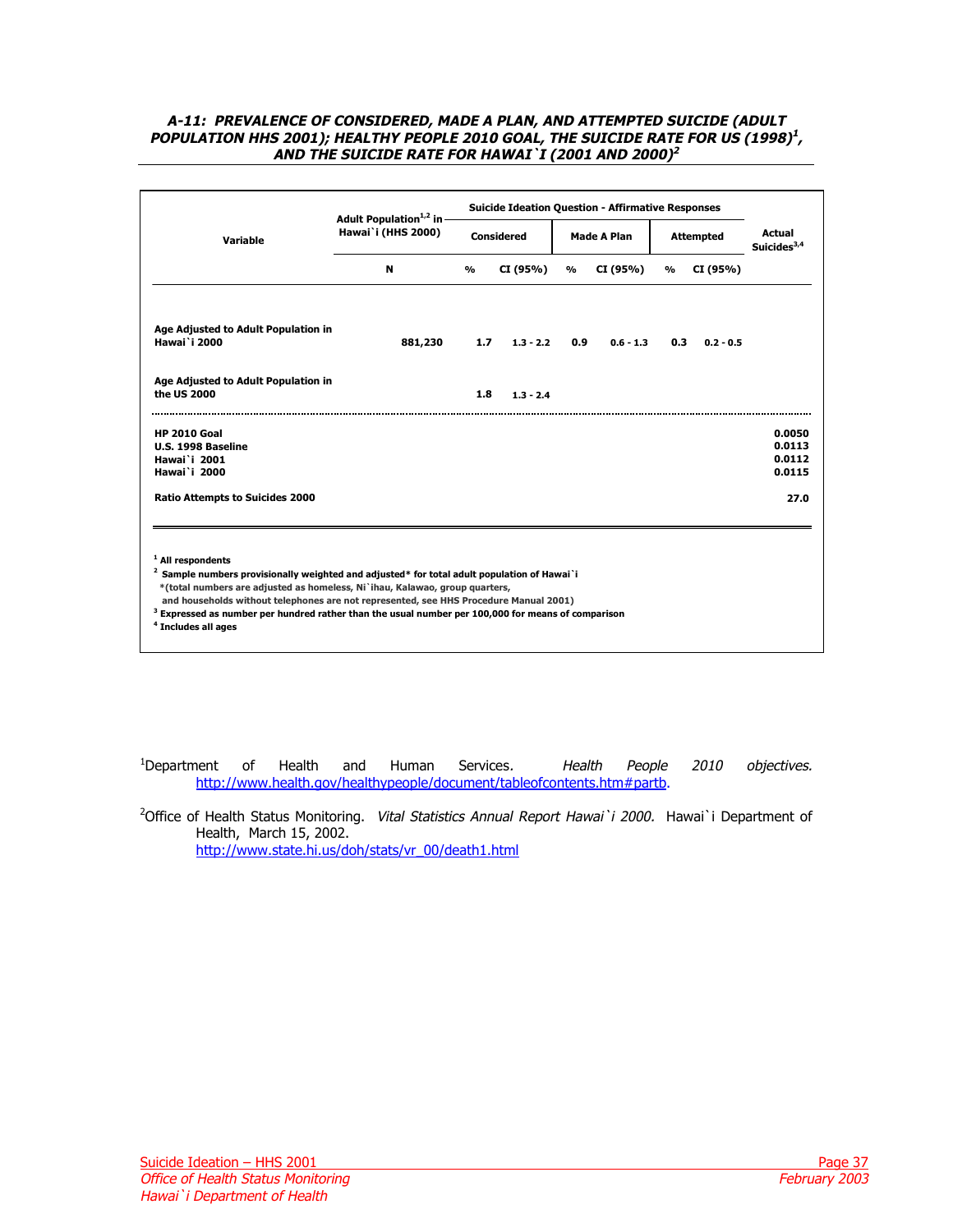### *A-11: PREVALENCE OF CONSIDERED, MADE A PLAN, AND ATTEMPTED SUICIDE (ADULT POPULATION HHS 2001); HEALTHY PEOPLE 2010 GOAL, THE SUICIDE RATE FOR US (1998)[1], AND THE SUICIDE RATE FOR HAWAI`I (2001 AND 2000)[2]*

| Variable | Adult Population[1,2] in Hawai`i (HHS 2000) | Suicide Ideation Question - Affirmative Responses | | | | | | Actual Suicides[3,4] |
|---|---|---|---|---|---|---|---|---|
| | | Considered | | Made A Plan | | Attempted | | |
| | N | % | CI (95%) | % | CI (95%) | % | CI (95%) | |
| **Age Adjusted to Adult Population in Hawai`i 2000** | 881,230 | 1.7 | 1.3 - 2.2 | 0.9 | 0.6 - 1.3 | 0.3 | 0.2 - 0.5 | |
| **Age Adjusted to Adult Population in the US 2000** | | 1.8 | 1.3 - 2.4 | | | | | |
| **HP 2010 Goal** | | | | | | | | 0.0050 |
| **U.S. 1998 Baseline** | | | | | | | | 0.0113 |
| **Hawai`i 2001** | | | | | | | | 0.0112 |
| **Hawai`i 2000** | | | | | | | | 0.0115 |
| **Ratio Attempts to Suicides 2000** | | | | | | | | 27.0 |

[1] All respondents
[2] Sample numbers provisionally weighted and adjusted* for total adult population of Hawai`i
*(total numbers are adjusted as homeless, Ni`ihau, Kalawao, group quarters, and households without telephones are not represented, see HHS Procedure Manual 2001)
[3] Expressed as number per hundred rather than the usual number per 100,000 for means of comparison
[4] Includes all ages

[1]Department of Health and Human Services. *Health People 2010 objectives.* http://www.health.gov/healthypeople/document/tableofcontents.htm#partb.

[2]Office of Health Status Monitoring. *Vital Statistics Annual Report Hawai`i 2000.* Hawai`i Department of Health, March 15, 2002. http://www.state.hi.us/doh/stats/vr_00/death1.html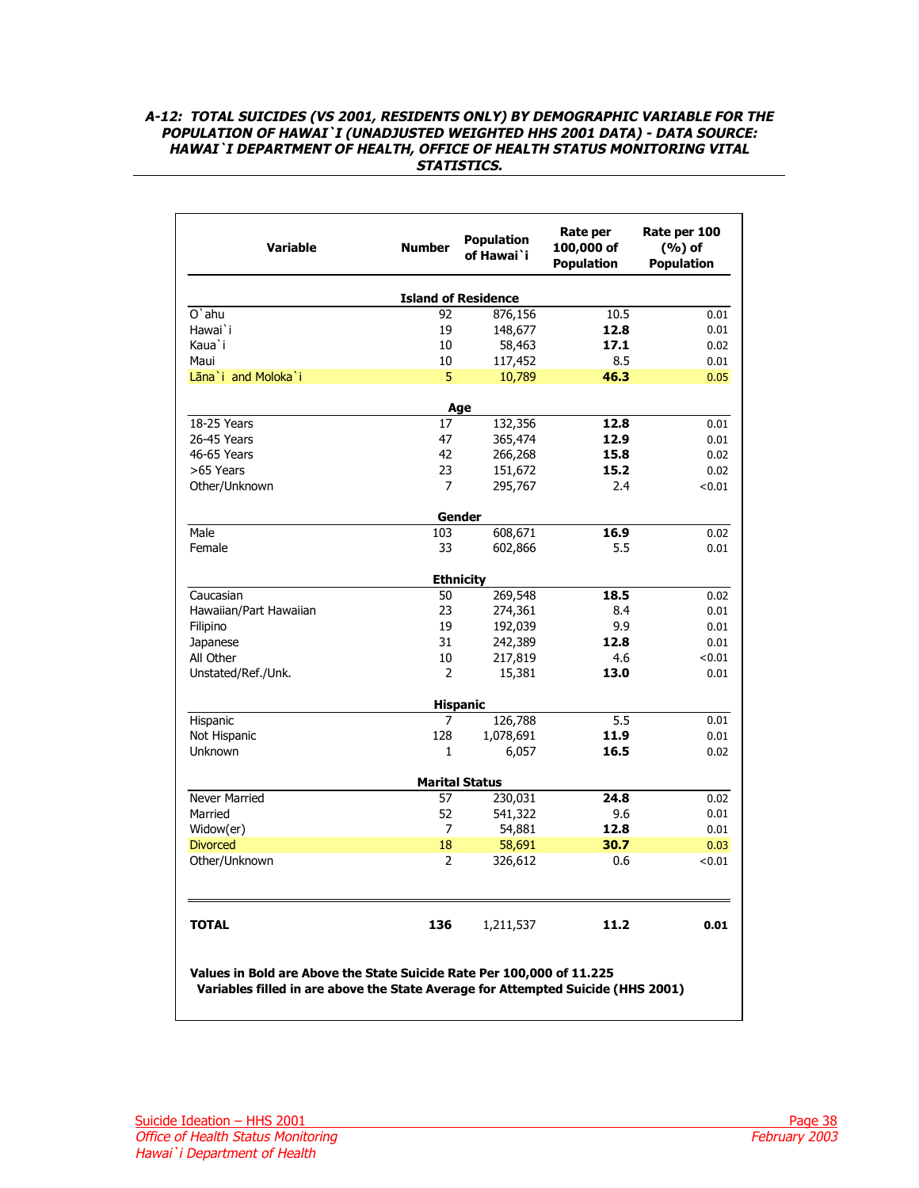***A-12: TOTAL SUICIDES (VS 2001, RESIDENTS ONLY) BY DEMOGRAPHIC VARIABLE FOR THE POPULATION OF HAWAI`I (UNADJUSTED WEIGHTED HHS 2001 DATA) - DATA SOURCE: HAWAI`I DEPARTMENT OF HEALTH, OFFICE OF HEALTH STATUS MONITORING VITAL STATISTICS.***

| Variable | Number | Population of Hawai`i | Rate per 100,000 of Population | Rate per 100 (%) of Population |
|---|---|---|---|---|
| **Island of Residence** | | | | |
| O`ahu | 92 | 876,156 | 10.5 | 0.01 |
| Hawai`i | 19 | 148,677 | **12.8** | 0.01 |
| Kaua`i | 10 | 58,463 | **17.1** | 0.02 |
| Maui | 10 | 117,452 | 8.5 | 0.01 |
| Lāna`i and Moloka`i | 5 | 10,789 | **46.3** | 0.05 |
| **Age** | | | | |
| 18-25 Years | 17 | 132,356 | **12.8** | 0.01 |
| 26-45 Years | 47 | 365,474 | **12.9** | 0.01 |
| 46-65 Years | 42 | 266,268 | **15.8** | 0.02 |
| >65 Years | 23 | 151,672 | **15.2** | 0.02 |
| Other/Unknown | 7 | 295,767 | 2.4 | <0.01 |
| **Gender** | | | | |
| Male | 103 | 608,671 | **16.9** | 0.02 |
| Female | 33 | 602,866 | 5.5 | 0.01 |
| **Ethnicity** | | | | |
| Caucasian | 50 | 269,548 | **18.5** | 0.02 |
| Hawaiian/Part Hawaiian | 23 | 274,361 | 8.4 | 0.01 |
| Filipino | 19 | 192,039 | 9.9 | 0.01 |
| Japanese | 31 | 242,389 | **12.8** | 0.01 |
| All Other | 10 | 217,819 | 4.6 | <0.01 |
| Unstated/Ref./Unk. | 2 | 15,381 | **13.0** | 0.01 |
| **Hispanic** | | | | |
| Hispanic | 7 | 126,788 | 5.5 | 0.01 |
| Not Hispanic | 128 | 1,078,691 | **11.9** | 0.01 |
| Unknown | 1 | 6,057 | **16.5** | 0.02 |
| **Marital Status** | | | | |
| Never Married | 57 | 230,031 | **24.8** | 0.02 |
| Married | 52 | 541,322 | 9.6 | 0.01 |
| Widow(er) | 7 | 54,881 | **12.8** | 0.01 |
| Divorced | 18 | 58,691 | **30.7** | 0.03 |
| Other/Unknown | 2 | 326,612 | 0.6 | <0.01 |
| **TOTAL** | **136** | 1,211,537 | **11.2** | **0.01** |

**Values in Bold are Above the State Suicide Rate Per 100,000 of 11.225**
**Variables filled in are above the State Average for Attempted Suicide (HHS 2001)**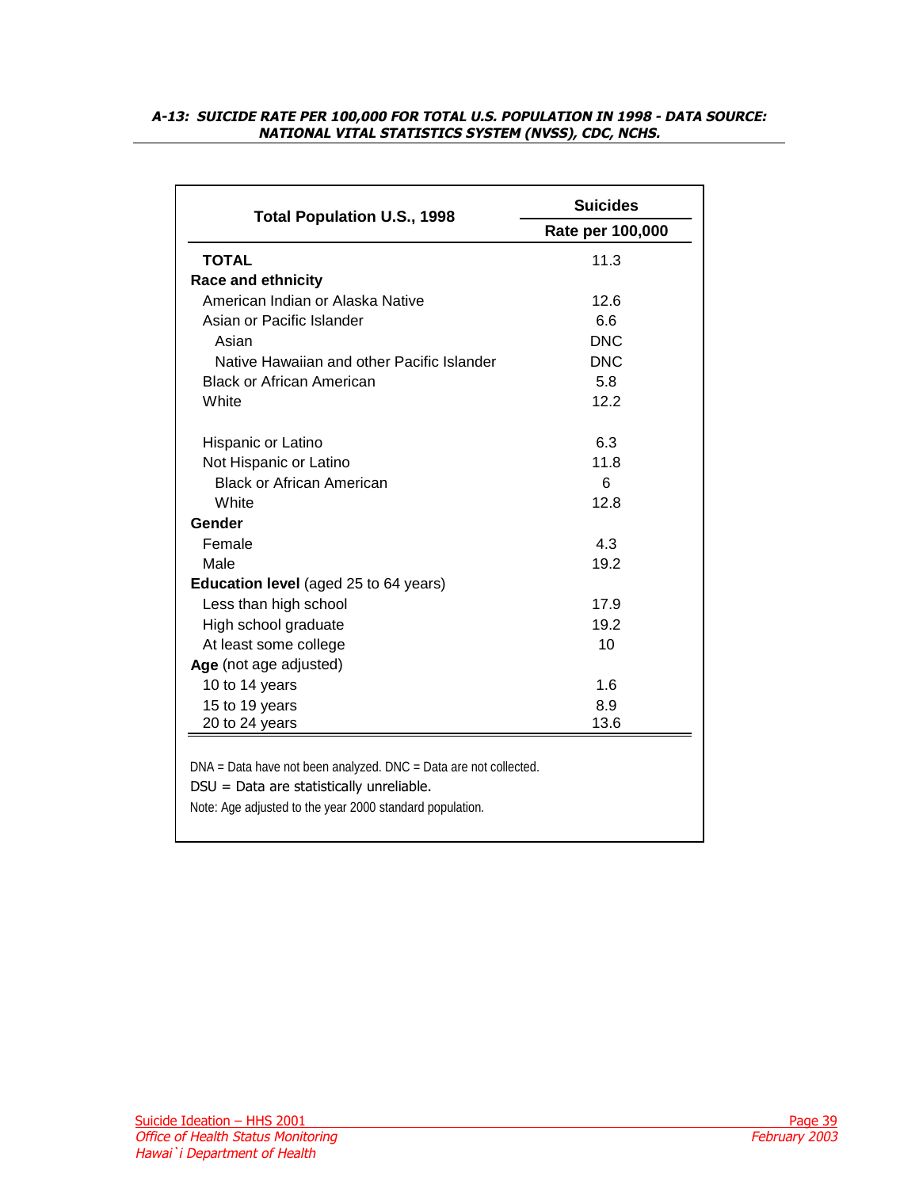**A-13: SUICIDE RATE PER 100,000 FOR TOTAL U.S. POPULATION IN 1998 - DATA SOURCE: NATIONAL VITAL STATISTICS SYSTEM (NVSS), CDC, NCHS.**

| Total Population U.S., 1998 | Suicides |
|---|---|
| | **Rate per 100,000** |
| **TOTAL** | 11.3 |
| **Race and ethnicity** | |
| American Indian or Alaska Native | 12.6 |
| Asian or Pacific Islander | 6.6 |
| Asian | DNC |
| Native Hawaiian and other Pacific Islander | DNC |
| Black or African American | 5.8 |
| White | 12.2 |
| Hispanic or Latino | 6.3 |
| Not Hispanic or Latino | 11.8 |
| Black or African American | 6 |
| White | 12.8 |
| **Gender** | |
| Female | 4.3 |
| Male | 19.2 |
| **Education level** (aged 25 to 64 years) | |
| Less than high school | 17.9 |
| High school graduate | 19.2 |
| At least some college | 10 |
| **Age** (not age adjusted) | |
| 10 to 14 years | 1.6 |
| 15 to 19 years | 8.9 |
| 20 to 24 years | 13.6 |

DNA = Data have not been analyzed. DNC = Data are not collected.

DSU = Data are statistically unreliable.

Note: Age adjusted to the year 2000 standard population.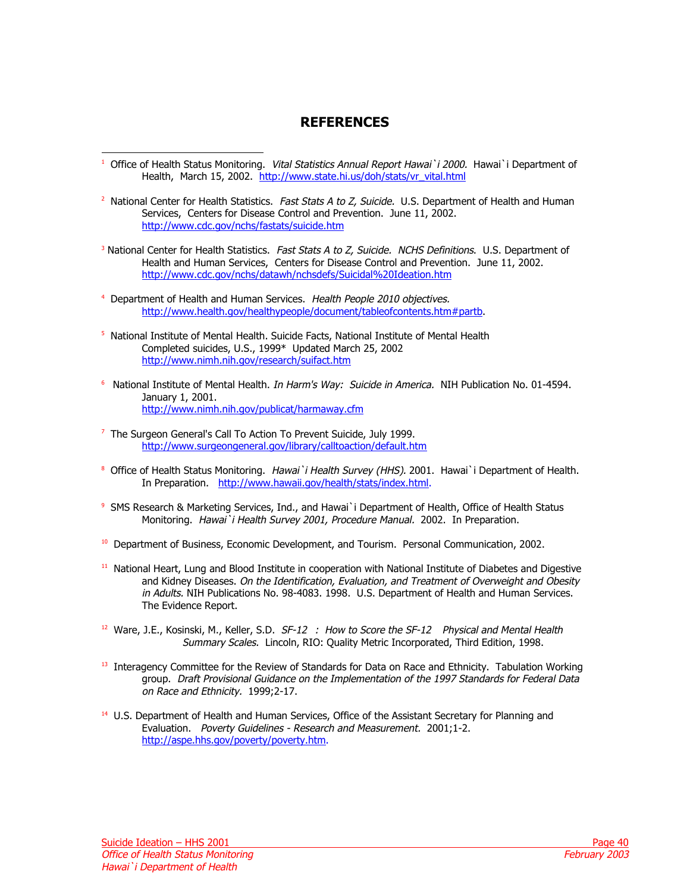# REFERENCES

[1] Office of Health Status Monitoring. *Vital Statistics Annual Report Hawai`i 2000.* Hawai`i Department of Health, March 15, 2002. http://www.state.hi.us/doh/stats/vr_vital.html

[2] National Center for Health Statistics. *Fast Stats A to Z, Suicide.* U.S. Department of Health and Human Services, Centers for Disease Control and Prevention. June 11, 2002. http://www.cdc.gov/nchs/fastats/suicide.htm

[3] National Center for Health Statistics. *Fast Stats A to Z, Suicide. NCHS Definitions.* U.S. Department of Health and Human Services, Centers for Disease Control and Prevention. June 11, 2002. http://www.cdc.gov/nchs/datawh/nchsdefs/Suicidal%20Ideation.htm

[4] Department of Health and Human Services. *Health People 2010 objectives.* http://www.health.gov/healthypeople/document/tableofcontents.htm#partb.

[5] National Institute of Mental Health. Suicide Facts, National Institute of Mental Health Completed suicides, U.S., 1999* Updated March 25, 2002 http://www.nimh.nih.gov/research/suifact.htm

[6] National Institute of Mental Health. *In Harm's Way: Suicide in America.* NIH Publication No. 01-4594. January 1, 2001. http://www.nimh.nih.gov/publicat/harmaway.cfm

[7] The Surgeon General's Call To Action To Prevent Suicide, July 1999. http://www.surgeongeneral.gov/library/calltoaction/default.htm

[8] Office of Health Status Monitoring. *Hawai`i Health Survey (HHS).* 2001. Hawai`i Department of Health. In Preparation. http://www.hawaii.gov/health/stats/index.html.

[9] SMS Research & Marketing Services, Ind., and Hawai`i Department of Health, Office of Health Status Monitoring. *Hawai`i Health Survey 2001, Procedure Manual.* 2002. In Preparation.

[10] Department of Business, Economic Development, and Tourism. Personal Communication, 2002.

[11] National Heart, Lung and Blood Institute in cooperation with National Institute of Diabetes and Digestive and Kidney Diseases. *On the Identification, Evaluation, and Treatment of Overweight and Obesity in Adults.* NIH Publications No. 98-4083. 1998. U.S. Department of Health and Human Services. The Evidence Report.

[12] Ware, J.E., Kosinski, M., Keller, S.D. *SF-12 : How to Score the SF-12 Physical and Mental Health Summary Scales.* Lincoln, RIO: Quality Metric Incorporated, Third Edition, 1998.

[13] Interagency Committee for the Review of Standards for Data on Race and Ethnicity. Tabulation Working group. *Draft Provisional Guidance on the Implementation of the 1997 Standards for Federal Data on Race and Ethnicity.* 1999;2-17.

[14] U.S. Department of Health and Human Services, Office of the Assistant Secretary for Planning and Evaluation. *Poverty Guidelines - Research and Measurement.* 2001;1-2. http://aspe.hhs.gov/poverty/poverty.htm.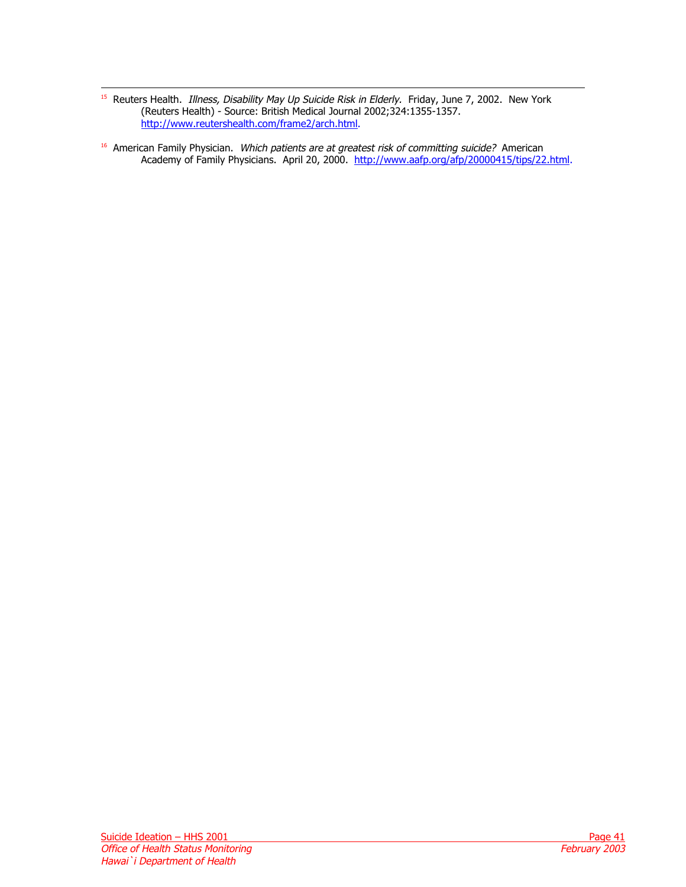[15] Reuters Health. *Illness, Disability May Up Suicide Risk in Elderly.* Friday, June 7, 2002. New York (Reuters Health) - Source: British Medical Journal 2002;324:1355-1357. http://www.reutershealth.com/frame2/arch.html.

[16] American Family Physician. *Which patients are at greatest risk of committing suicide?* American Academy of Family Physicians. April 20, 2000. http://www.aafp.org/afp/20000415/tips/22.html.